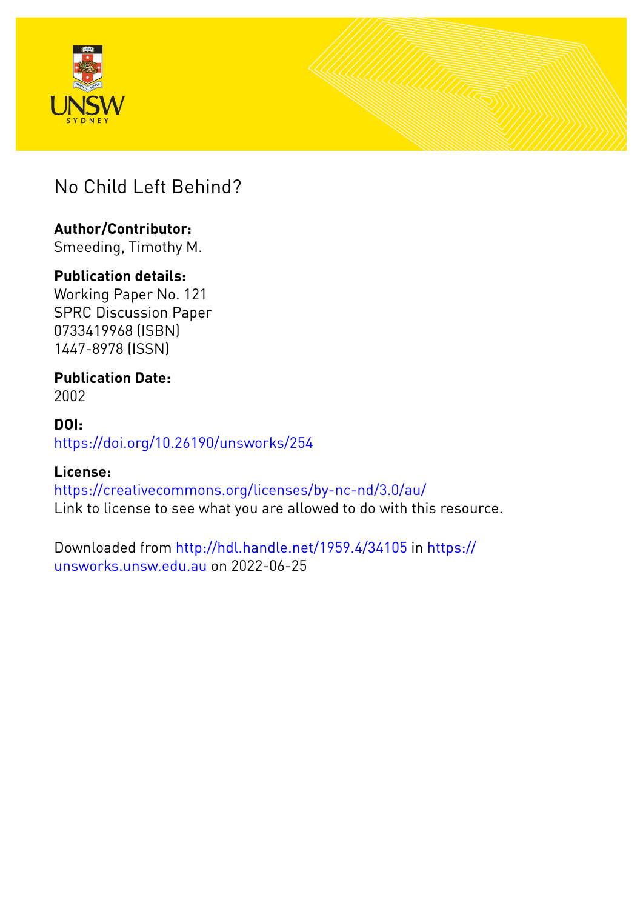# No Child Left Behind?

**Author/Contributor:**
Smeeding, Timothy M.

**Publication details:**
Working Paper No. 121
SPRC Discussion Paper
0733419968 (ISBN)
1447-8978 (ISSN)

**Publication Date:**
2002

**DOI:**
https://doi.org/10.26190/unsworks/254

**License:**
https://creativecommons.org/licenses/by-nc-nd/3.0/au/
Link to license to see what you are allowed to do with this resource.

Downloaded from http://hdl.handle.net/1959.4/34105 in https://unsworks.unsw.edu.au on 2022-06-25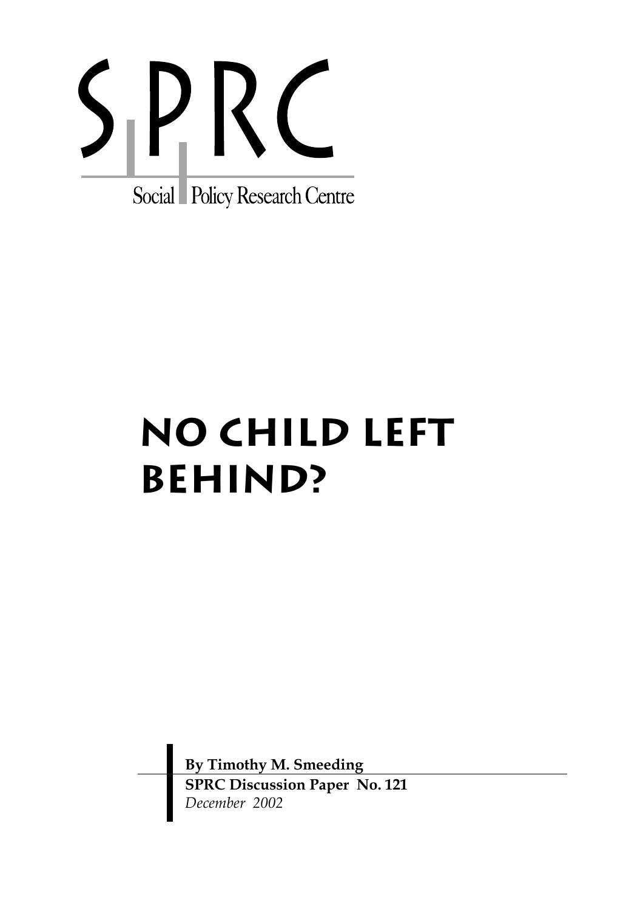SPRC

Social Policy Research Centre

# No Child Left Behind?

**By Timothy M. Smeeding**
**SPRC Discussion Paper No. 121**
*December 2002*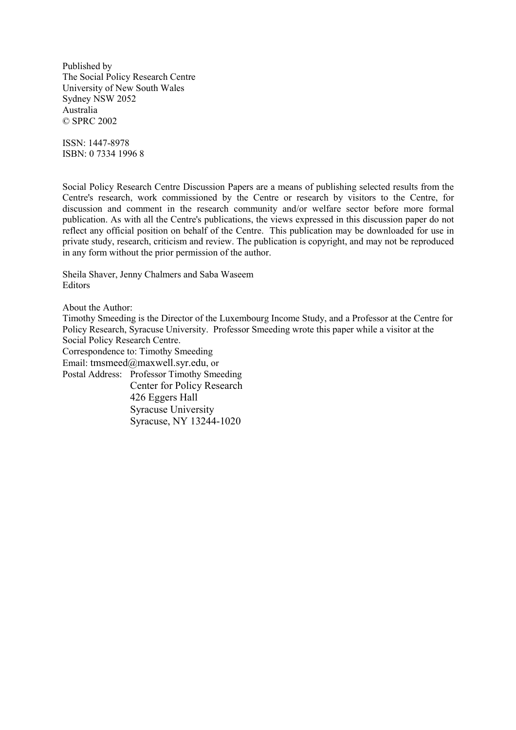Published by
The Social Policy Research Centre
University of New South Wales
Sydney NSW 2052
Australia
© SPRC 2002

ISSN: 1447-8978
ISBN: 0 7334 1996 8

Social Policy Research Centre Discussion Papers are a means of publishing selected results from the Centre's research, work commissioned by the Centre or research by visitors to the Centre, for discussion and comment in the research community and/or welfare sector before more formal publication. As with all the Centre's publications, the views expressed in this discussion paper do not reflect any official position on behalf of the Centre. This publication may be downloaded for use in private study, research, criticism and review. The publication is copyright, and may not be reproduced in any form without the prior permission of the author.

Sheila Shaver, Jenny Chalmers and Saba Waseem
Editors

About the Author:
Timothy Smeeding is the Director of the Luxembourg Income Study, and a Professor at the Centre for Policy Research, Syracuse University. Professor Smeeding wrote this paper while a visitor at the Social Policy Research Centre.
Correspondence to: Timothy Smeeding
Email: tmsmeed@maxwell.syr.edu, or
Postal Address: Professor Timothy Smeeding
Center for Policy Research
426 Eggers Hall
Syracuse University
Syracuse, NY 13244-1020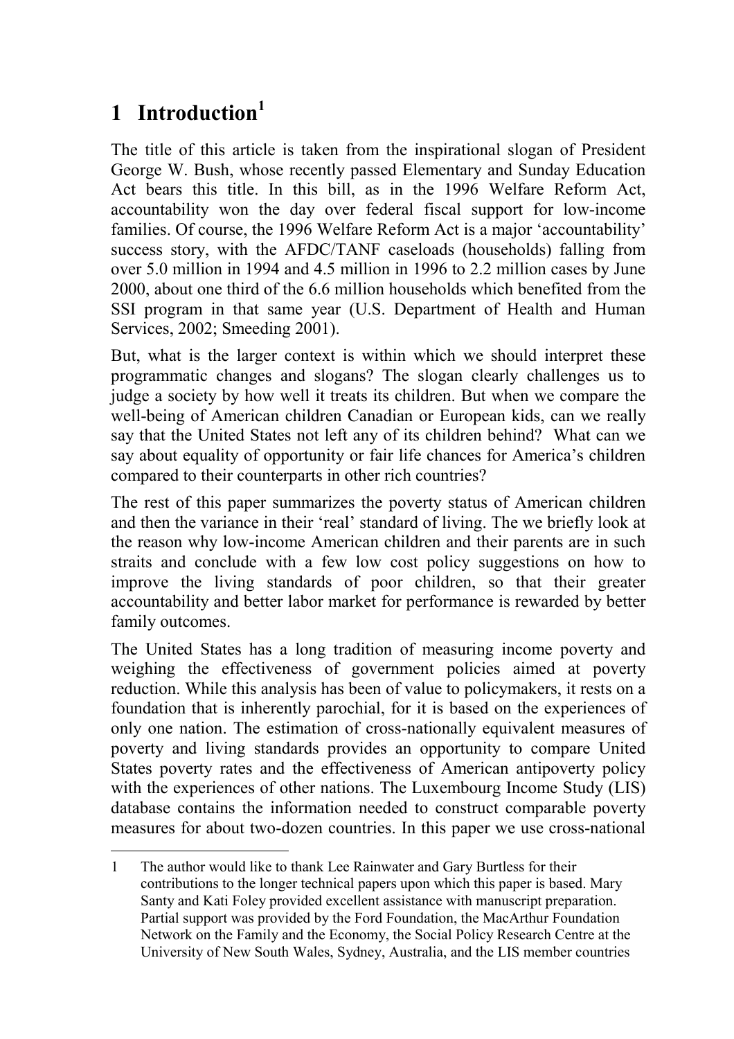# 1 Introduction[1]

The title of this article is taken from the inspirational slogan of President George W. Bush, whose recently passed Elementary and Sunday Education Act bears this title. In this bill, as in the 1996 Welfare Reform Act, accountability won the day over federal fiscal support for low-income families. Of course, the 1996 Welfare Reform Act is a major 'accountability' success story, with the AFDC/TANF caseloads (households) falling from over 5.0 million in 1994 and 4.5 million in 1996 to 2.2 million cases by June 2000, about one third of the 6.6 million households which benefited from the SSI program in that same year (U.S. Department of Health and Human Services, 2002; Smeeding 2001).

But, what is the larger context is within which we should interpret these programmatic changes and slogans? The slogan clearly challenges us to judge a society by how well it treats its children. But when we compare the well-being of American children Canadian or European kids, can we really say that the United States not left any of its children behind? What can we say about equality of opportunity or fair life chances for America's children compared to their counterparts in other rich countries?

The rest of this paper summarizes the poverty status of American children and then the variance in their 'real' standard of living. The we briefly look at the reason why low-income American children and their parents are in such straits and conclude with a few low cost policy suggestions on how to improve the living standards of poor children, so that their greater accountability and better labor market for performance is rewarded by better family outcomes.

The United States has a long tradition of measuring income poverty and weighing the effectiveness of government policies aimed at poverty reduction. While this analysis has been of value to policymakers, it rests on a foundation that is inherently parochial, for it is based on the experiences of only one nation. The estimation of cross-nationally equivalent measures of poverty and living standards provides an opportunity to compare United States poverty rates and the effectiveness of American antipoverty policy with the experiences of other nations. The Luxembourg Income Study (LIS) database contains the information needed to construct comparable poverty measures for about two-dozen countries. In this paper we use cross-national

---

1 The author would like to thank Lee Rainwater and Gary Burtless for their contributions to the longer technical papers upon which this paper is based. Mary Santy and Kati Foley provided excellent assistance with manuscript preparation. Partial support was provided by the Ford Foundation, the MacArthur Foundation Network on the Family and the Economy, the Social Policy Research Centre at the University of New South Wales, Sydney, Australia, and the LIS member countries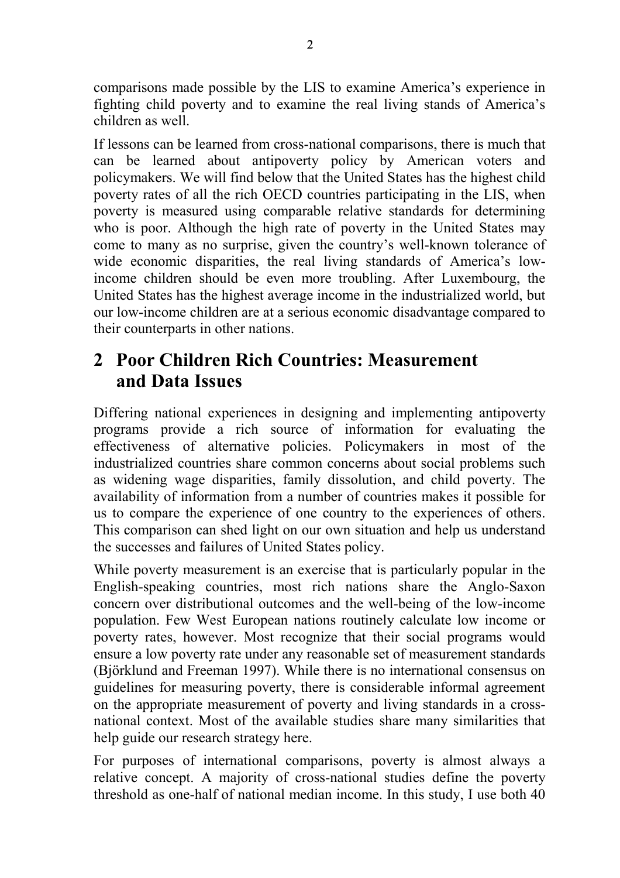comparisons made possible by the LIS to examine America's experience in fighting child poverty and to examine the real living stands of America's children as well.

If lessons can be learned from cross-national comparisons, there is much that can be learned about antipoverty policy by American voters and policymakers. We will find below that the United States has the highest child poverty rates of all the rich OECD countries participating in the LIS, when poverty is measured using comparable relative standards for determining who is poor. Although the high rate of poverty in the United States may come to many as no surprise, given the country's well-known tolerance of wide economic disparities, the real living standards of America's low-income children should be even more troubling. After Luxembourg, the United States has the highest average income in the industrialized world, but our low-income children are at a serious economic disadvantage compared to their counterparts in other nations.

## 2 Poor Children Rich Countries: Measurement and Data Issues

Differing national experiences in designing and implementing antipoverty programs provide a rich source of information for evaluating the effectiveness of alternative policies. Policymakers in most of the industrialized countries share common concerns about social problems such as widening wage disparities, family dissolution, and child poverty. The availability of information from a number of countries makes it possible for us to compare the experience of one country to the experiences of others. This comparison can shed light on our own situation and help us understand the successes and failures of United States policy.

While poverty measurement is an exercise that is particularly popular in the English-speaking countries, most rich nations share the Anglo-Saxon concern over distributional outcomes and the well-being of the low-income population. Few West European nations routinely calculate low income or poverty rates, however. Most recognize that their social programs would ensure a low poverty rate under any reasonable set of measurement standards (Björklund and Freeman 1997). While there is no international consensus on guidelines for measuring poverty, there is considerable informal agreement on the appropriate measurement of poverty and living standards in a cross-national context. Most of the available studies share many similarities that help guide our research strategy here.

For purposes of international comparisons, poverty is almost always a relative concept. A majority of cross-national studies define the poverty threshold as one-half of national median income. In this study, I use both 40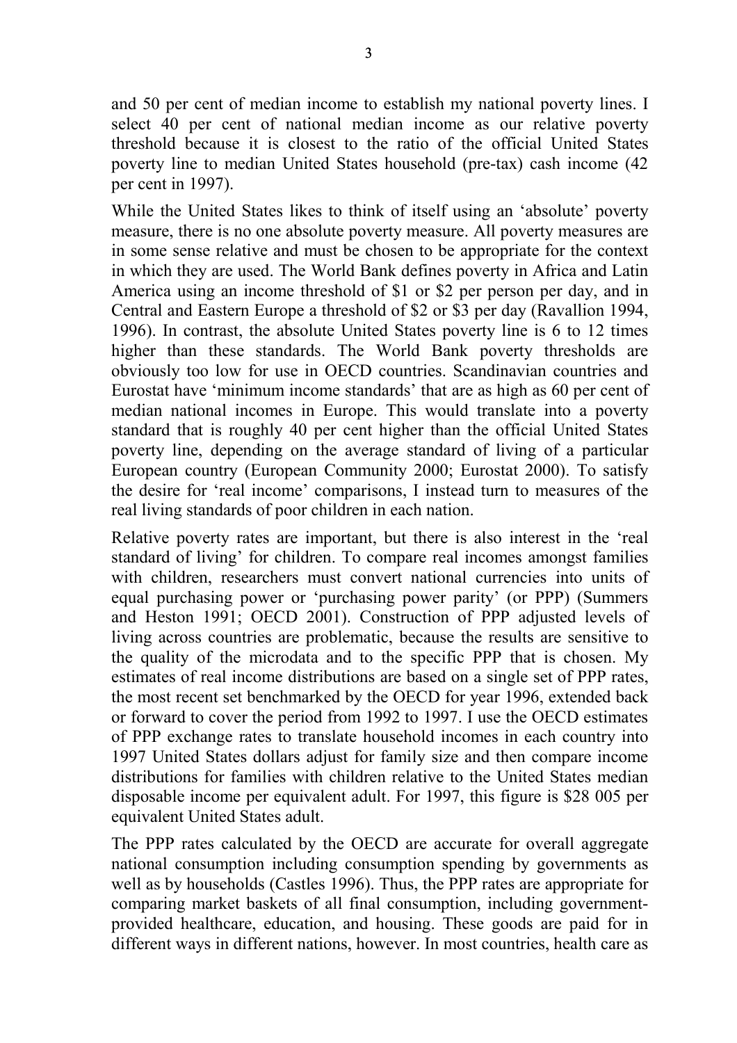and 50 per cent of median income to establish my national poverty lines. I select 40 per cent of national median income as our relative poverty threshold because it is closest to the ratio of the official United States poverty line to median United States household (pre-tax) cash income (42 per cent in 1997).

While the United States likes to think of itself using an 'absolute' poverty measure, there is no one absolute poverty measure. All poverty measures are in some sense relative and must be chosen to be appropriate for the context in which they are used. The World Bank defines poverty in Africa and Latin America using an income threshold of $1 or $2 per person per day, and in Central and Eastern Europe a threshold of $2 or $3 per day (Ravallion 1994, 1996). In contrast, the absolute United States poverty line is 6 to 12 times higher than these standards. The World Bank poverty thresholds are obviously too low for use in OECD countries. Scandinavian countries and Eurostat have 'minimum income standards' that are as high as 60 per cent of median national incomes in Europe. This would translate into a poverty standard that is roughly 40 per cent higher than the official United States poverty line, depending on the average standard of living of a particular European country (European Community 2000; Eurostat 2000). To satisfy the desire for 'real income' comparisons, I instead turn to measures of the real living standards of poor children in each nation.

Relative poverty rates are important, but there is also interest in the 'real standard of living' for children. To compare real incomes amongst families with children, researchers must convert national currencies into units of equal purchasing power or 'purchasing power parity' (or PPP) (Summers and Heston 1991; OECD 2001). Construction of PPP adjusted levels of living across countries are problematic, because the results are sensitive to the quality of the microdata and to the specific PPP that is chosen. My estimates of real income distributions are based on a single set of PPP rates, the most recent set benchmarked by the OECD for year 1996, extended back or forward to cover the period from 1992 to 1997. I use the OECD estimates of PPP exchange rates to translate household incomes in each country into 1997 United States dollars adjust for family size and then compare income distributions for families with children relative to the United States median disposable income per equivalent adult. For 1997, this figure is $28 005 per equivalent United States adult.

The PPP rates calculated by the OECD are accurate for overall aggregate national consumption including consumption spending by governments as well as by households (Castles 1996). Thus, the PPP rates are appropriate for comparing market baskets of all final consumption, including government-provided healthcare, education, and housing. These goods are paid for in different ways in different nations, however. In most countries, health care as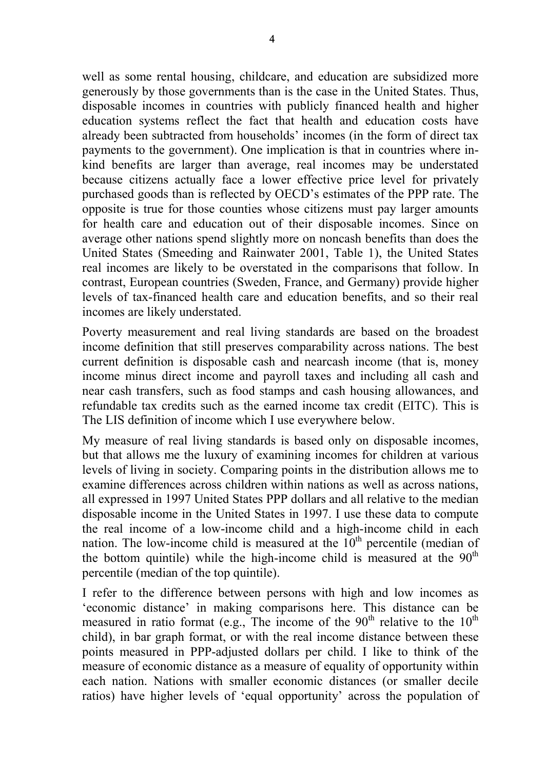well as some rental housing, childcare, and education are subsidized more generously by those governments than is the case in the United States. Thus, disposable incomes in countries with publicly financed health and higher education systems reflect the fact that health and education costs have already been subtracted from households' incomes (in the form of direct tax payments to the government). One implication is that in countries where in-kind benefits are larger than average, real incomes may be understated because citizens actually face a lower effective price level for privately purchased goods than is reflected by OECD's estimates of the PPP rate. The opposite is true for those counties whose citizens must pay larger amounts for health care and education out of their disposable incomes. Since on average other nations spend slightly more on noncash benefits than does the United States (Smeeding and Rainwater 2001, Table 1), the United States real incomes are likely to be overstated in the comparisons that follow. In contrast, European countries (Sweden, France, and Germany) provide higher levels of tax-financed health care and education benefits, and so their real incomes are likely understated.

Poverty measurement and real living standards are based on the broadest income definition that still preserves comparability across nations. The best current definition is disposable cash and nearcash income (that is, money income minus direct income and payroll taxes and including all cash and near cash transfers, such as food stamps and cash housing allowances, and refundable tax credits such as the earned income tax credit (EITC). This is The LIS definition of income which I use everywhere below.

My measure of real living standards is based only on disposable incomes, but that allows me the luxury of examining incomes for children at various levels of living in society. Comparing points in the distribution allows me to examine differences across children within nations as well as across nations, all expressed in 1997 United States PPP dollars and all relative to the median disposable income in the United States in 1997. I use these data to compute the real income of a low-income child and a high-income child in each nation. The low-income child is measured at the 10th percentile (median of the bottom quintile) while the high-income child is measured at the 90th percentile (median of the top quintile).

I refer to the difference between persons with high and low incomes as 'economic distance' in making comparisons here. This distance can be measured in ratio format (e.g., The income of the 90th relative to the 10th child), in bar graph format, or with the real income distance between these points measured in PPP-adjusted dollars per child. I like to think of the measure of economic distance as a measure of equality of opportunity within each nation. Nations with smaller economic distances (or smaller decile ratios) have higher levels of 'equal opportunity' across the population of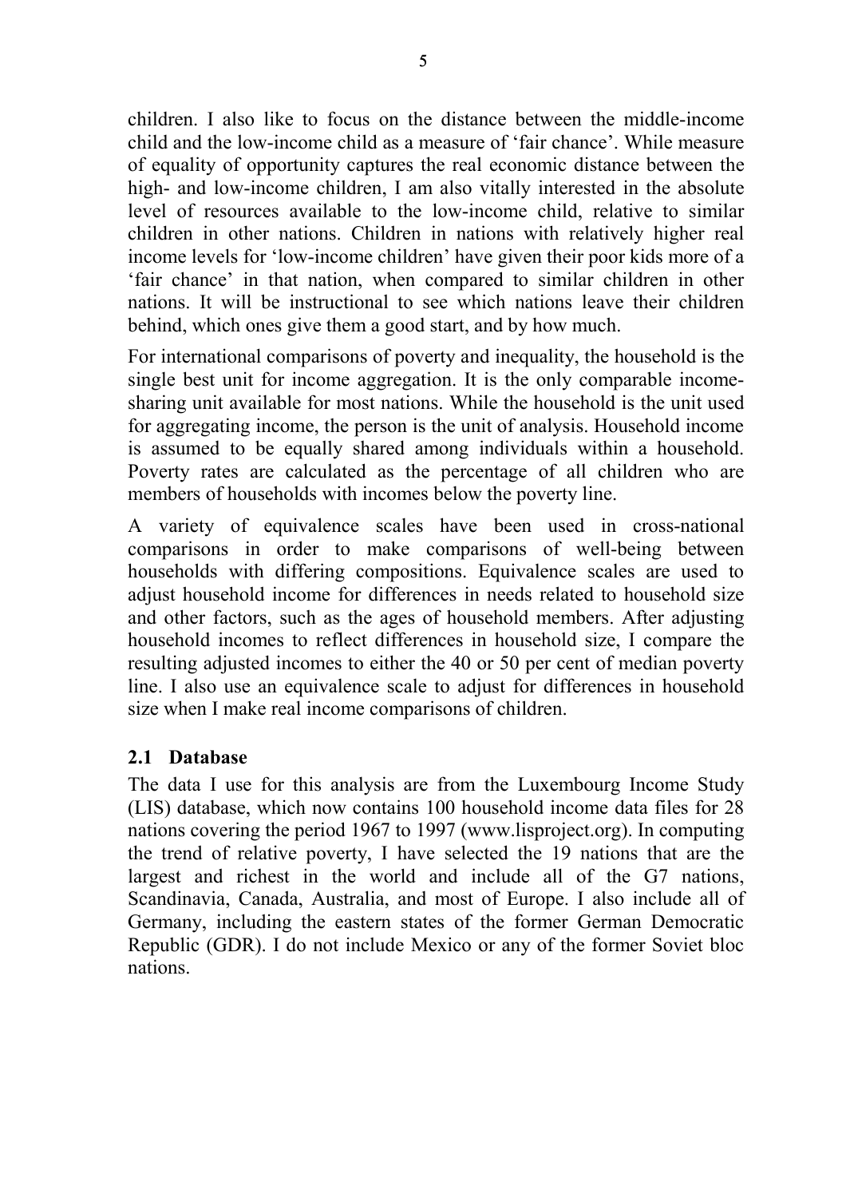children. I also like to focus on the distance between the middle-income child and the low-income child as a measure of 'fair chance'. While measure of equality of opportunity captures the real economic distance between the high- and low-income children, I am also vitally interested in the absolute level of resources available to the low-income child, relative to similar children in other nations. Children in nations with relatively higher real income levels for 'low-income children' have given their poor kids more of a 'fair chance' in that nation, when compared to similar children in other nations. It will be instructional to see which nations leave their children behind, which ones give them a good start, and by how much.

For international comparisons of poverty and inequality, the household is the single best unit for income aggregation. It is the only comparable income-sharing unit available for most nations. While the household is the unit used for aggregating income, the person is the unit of analysis. Household income is assumed to be equally shared among individuals within a household. Poverty rates are calculated as the percentage of all children who are members of households with incomes below the poverty line.

A variety of equivalence scales have been used in cross-national comparisons in order to make comparisons of well-being between households with differing compositions. Equivalence scales are used to adjust household income for differences in needs related to household size and other factors, such as the ages of household members. After adjusting household incomes to reflect differences in household size, I compare the resulting adjusted incomes to either the 40 or 50 per cent of median poverty line. I also use an equivalence scale to adjust for differences in household size when I make real income comparisons of children.

## 2.1 Database

The data I use for this analysis are from the Luxembourg Income Study (LIS) database, which now contains 100 household income data files for 28 nations covering the period 1967 to 1997 (www.lisproject.org). In computing the trend of relative poverty, I have selected the 19 nations that are the largest and richest in the world and include all of the G7 nations, Scandinavia, Canada, Australia, and most of Europe. I also include all of Germany, including the eastern states of the former German Democratic Republic (GDR). I do not include Mexico or any of the former Soviet bloc nations.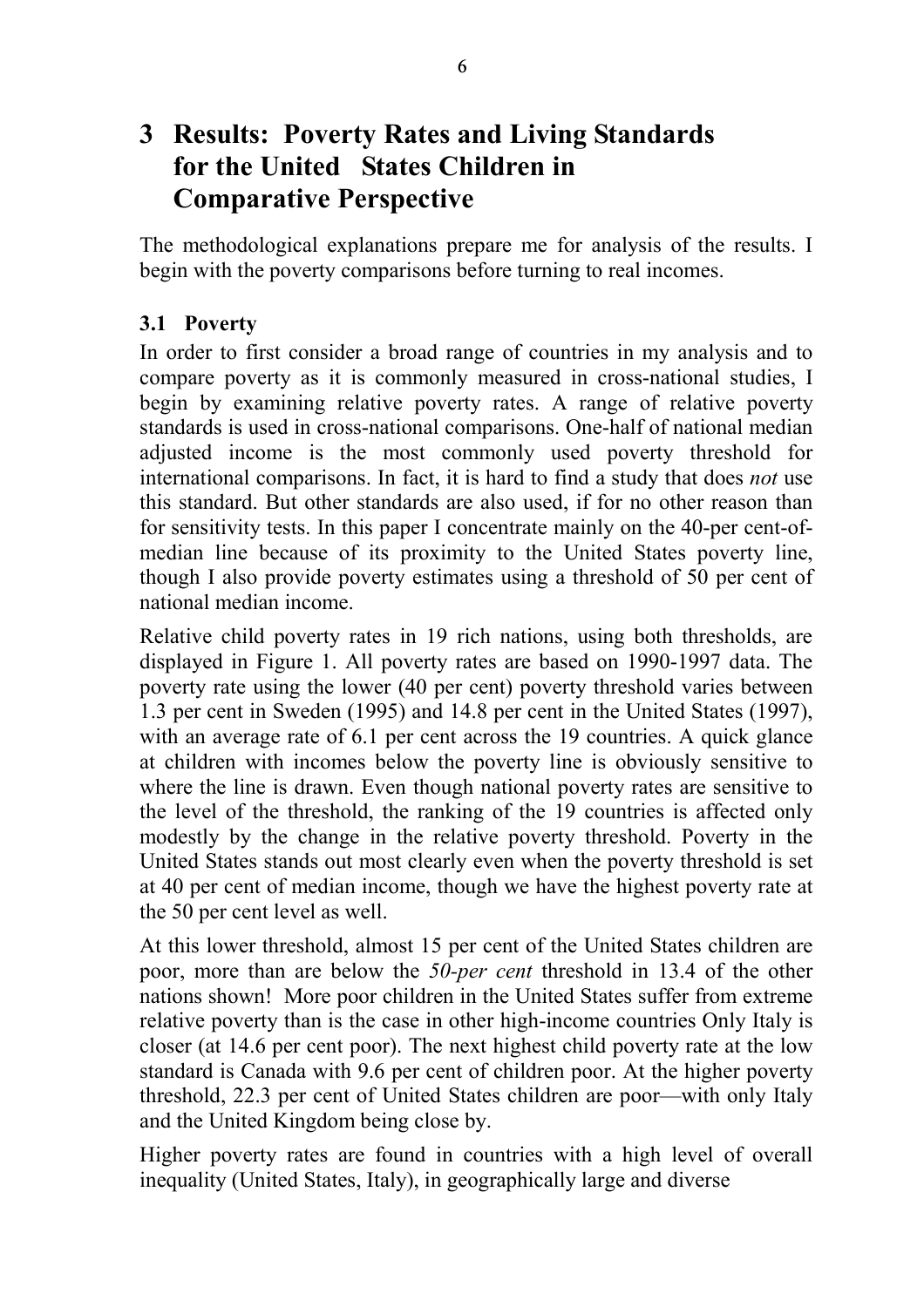# 3 Results: Poverty Rates and Living Standards for the United States Children in Comparative Perspective

The methodological explanations prepare me for analysis of the results. I begin with the poverty comparisons before turning to real incomes.

## 3.1 Poverty

In order to first consider a broad range of countries in my analysis and to compare poverty as it is commonly measured in cross-national studies, I begin by examining relative poverty rates. A range of relative poverty standards is used in cross-national comparisons. One-half of national median adjusted income is the most commonly used poverty threshold for international comparisons. In fact, it is hard to find a study that does *not* use this standard. But other standards are also used, if for no other reason than for sensitivity tests. In this paper I concentrate mainly on the 40-per cent-of-median line because of its proximity to the United States poverty line, though I also provide poverty estimates using a threshold of 50 per cent of national median income.

Relative child poverty rates in 19 rich nations, using both thresholds, are displayed in Figure 1. All poverty rates are based on 1990-1997 data. The poverty rate using the lower (40 per cent) poverty threshold varies between 1.3 per cent in Sweden (1995) and 14.8 per cent in the United States (1997), with an average rate of 6.1 per cent across the 19 countries. A quick glance at children with incomes below the poverty line is obviously sensitive to where the line is drawn. Even though national poverty rates are sensitive to the level of the threshold, the ranking of the 19 countries is affected only modestly by the change in the relative poverty threshold. Poverty in the United States stands out most clearly even when the poverty threshold is set at 40 per cent of median income, though we have the highest poverty rate at the 50 per cent level as well.

At this lower threshold, almost 15 per cent of the United States children are poor, more than are below the *50-per cent* threshold in 13.4 of the other nations shown! More poor children in the United States suffer from extreme relative poverty than is the case in other high-income countries Only Italy is closer (at 14.6 per cent poor). The next highest child poverty rate at the low standard is Canada with 9.6 per cent of children poor. At the higher poverty threshold, 22.3 per cent of United States children are poor—with only Italy and the United Kingdom being close by.

Higher poverty rates are found in countries with a high level of overall inequality (United States, Italy), in geographically large and diverse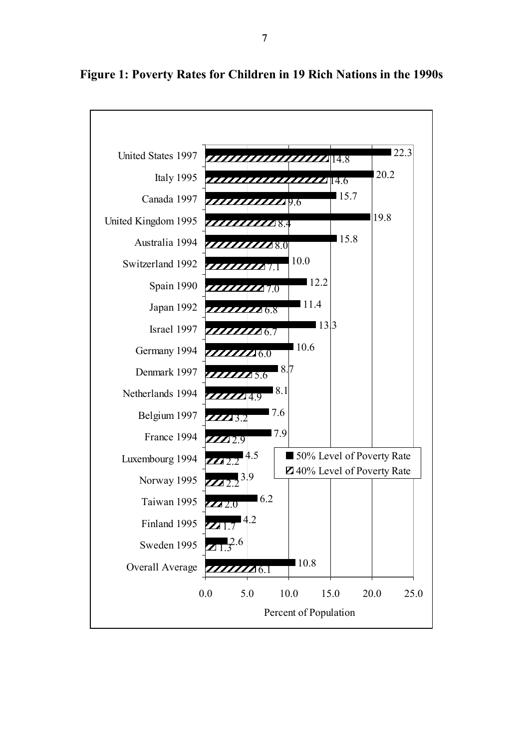**Figure 1: Poverty Rates for Children in 19 Rich Nations in the 1990s**

| Country | 50% Level of Poverty Rate | 40% Level of Poverty Rate |
|---|---|---|
| United States 1997 | 22.3 | 14.8 |
| Italy 1995 | 20.2 | 14.6 |
| Canada 1997 | 15.7 | 9.6 |
| United Kingdom 1995 | 19.8 | 8.4 |
| Australia 1994 | 15.8 | 8.0 |
| Switzerland 1992 | 10.0 | 7.1 |
| Spain 1990 | 12.2 | 7.0 |
| Japan 1992 | 11.4 | 6.8 |
| Israel 1997 | 13.3 | 6.7 |
| Germany 1994 | 10.6 | 6.0 |
| Denmark 1997 | 8.7 | 5.6 |
| Netherlands 1994 | 8.1 | 4.9 |
| Belgium 1997 | 7.6 | 3.2 |
| France 1994 | 7.9 | 2.9 |
| Luxembourg 1994 | 4.5 | 2.2 |
| Norway 1995 | 3.9 | 2.2 |
| Taiwan 1995 | 6.2 | 2.0 |
| Finland 1995 | 4.2 | 1.7 |
| Sweden 1995 | 2.6 | 1.3 |
| Overall Average | 10.8 | 6.1 |

Percent of Population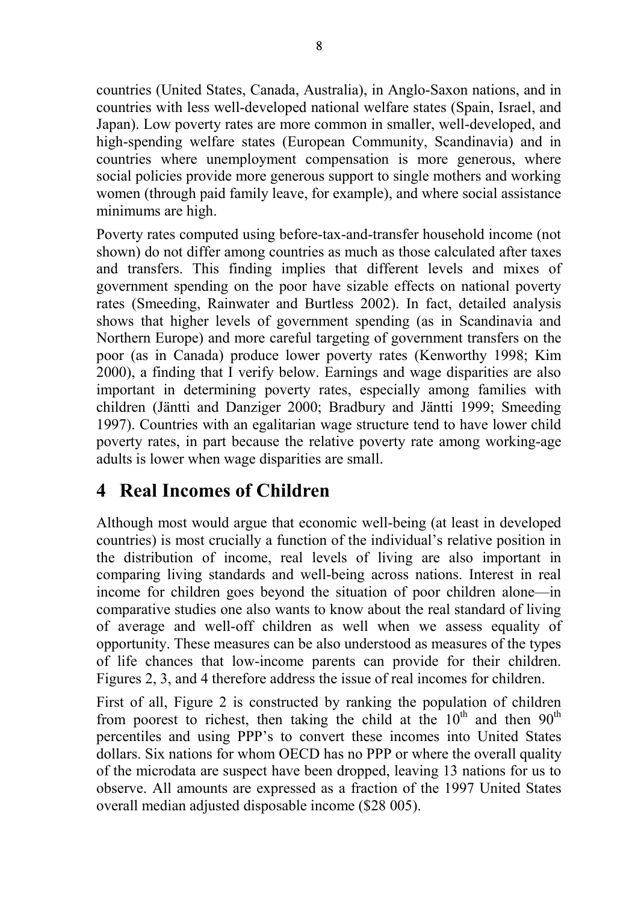countries (United States, Canada, Australia), in Anglo-Saxon nations, and in countries with less well-developed national welfare states (Spain, Israel, and Japan). Low poverty rates are more common in smaller, well-developed, and high-spending welfare states (European Community, Scandinavia) and in countries where unemployment compensation is more generous, where social policies provide more generous support to single mothers and working women (through paid family leave, for example), and where social assistance minimums are high.

Poverty rates computed using before-tax-and-transfer household income (not shown) do not differ among countries as much as those calculated after taxes and transfers. This finding implies that different levels and mixes of government spending on the poor have sizable effects on national poverty rates (Smeeding, Rainwater and Burtless 2002). In fact, detailed analysis shows that higher levels of government spending (as in Scandinavia and Northern Europe) and more careful targeting of government transfers on the poor (as in Canada) produce lower poverty rates (Kenworthy 1998; Kim 2000), a finding that I verify below. Earnings and wage disparities are also important in determining poverty rates, especially among families with children (Jäntti and Danziger 2000; Bradbury and Jäntti 1999; Smeeding 1997). Countries with an egalitarian wage structure tend to have lower child poverty rates, in part because the relative poverty rate among working-age adults is lower when wage disparities are small.

# 4 Real Incomes of Children

Although most would argue that economic well-being (at least in developed countries) is most crucially a function of the individual's relative position in the distribution of income, real levels of living are also important in comparing living standards and well-being across nations. Interest in real income for children goes beyond the situation of poor children alone—in comparative studies one also wants to know about the real standard of living of average and well-off children as well when we assess equality of opportunity. These measures can be also understood as measures of the types of life chances that low-income parents can provide for their children. Figures 2, 3, and 4 therefore address the issue of real incomes for children.

First of all, Figure 2 is constructed by ranking the population of children from poorest to richest, then taking the child at the 10th and then 90th percentiles and using PPP's to convert these incomes into United States dollars. Six nations for whom OECD has no PPP or where the overall quality of the microdata are suspect have been dropped, leaving 13 nations for us to observe. All amounts are expressed as a fraction of the 1997 United States overall median adjusted disposable income ($28 005).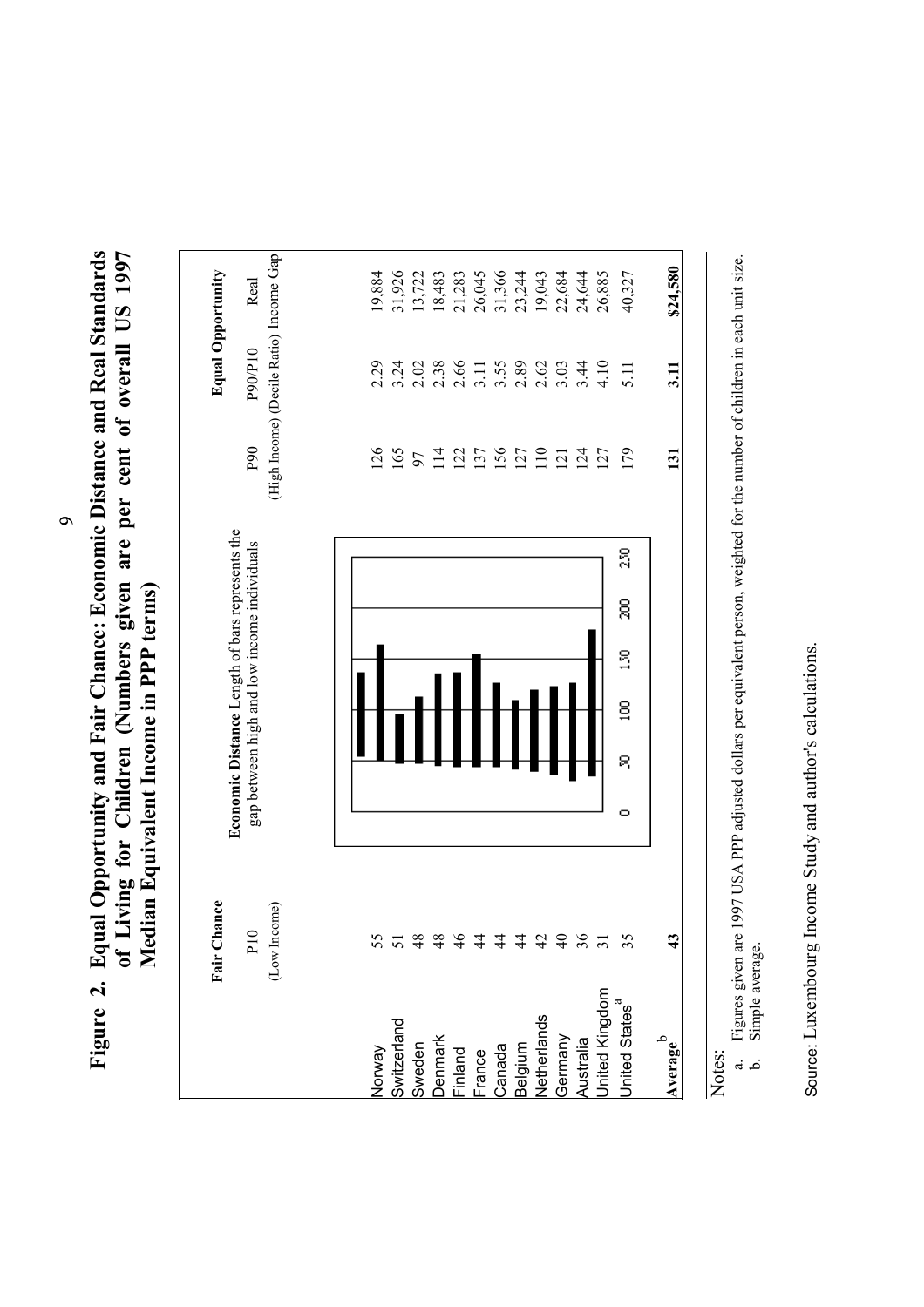**Figure 2. Equal Opportunity and Fair Chance: Economic Distance and Real Standards of Living for Children (Numbers given are per cent of overall US 1997 Median Equivalent Income in PPP terms)**

| | Fair Chance | Economic Distance | Equal Opportunity | | |
|---|---|---|---|---|---|
| | P10 (Low Income) | Length of bars represents the gap between high and low income individuals | P90 (High Income) | P90/P10 (Decile Ratio) | Real Income Gap |
| Norway | 55 | | 126 | 2.29 | 19,884 |
| Switzerland | 51 | | 165 | 3.24 | 31,926 |
| Sweden | 48 | | 97 | 2.02 | 13,722 |
| Denmark | 48 | | 114 | 2.38 | 18,483 |
| Finland | 46 | | 122 | 2.66 | 21,283 |
| France | 44 | | 137 | 3.11 | 26,045 |
| Canada | 44 | | 156 | 3.55 | 31,366 |
| Belgium | 44 | | 127 | 2.89 | 23,244 |
| Netherlands | 42 | | 110 | 2.62 | 19,043 |
| Germany | 40 | | 121 | 3.03 | 22,684 |
| Australia | 36 | | 124 | 3.44 | 24,644 |
| United Kingdom | 31 | | 127 | 4.10 | 26,885 |
| United States [a] | 35 | | 179 | 5.11 | 40,327 |
| **Average [b]** | **43** | | **131** | **3.11** | **$24,580** |

Notes:

a. Figures given are 1997 USA PPP adjusted dollars per equivalent person, weighted for the number of children in each unit size.

b. Simple average.

Source: Luxembourg Income Study and author's calculations.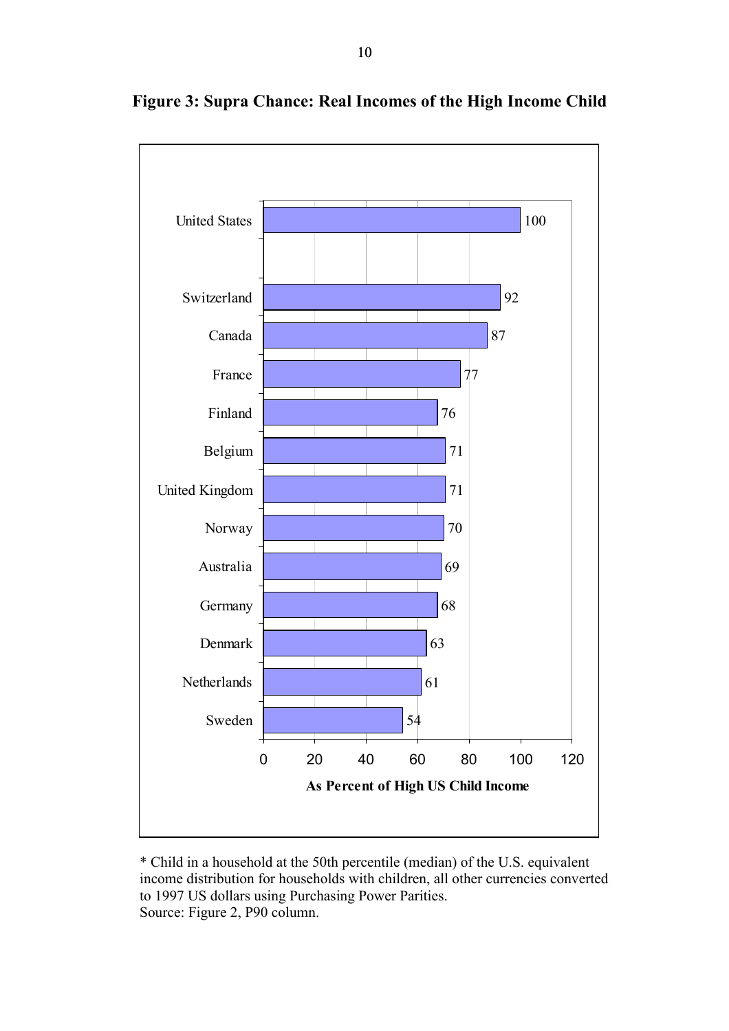**Figure 3: Supra Chance: Real Incomes of the High Income Child**

| Country | As Percent of High US Child Income |
|---|---|
| United States | 100 |
| Switzerland | 92 |
| Canada | 87 |
| France | 77 |
| Finland | 76 |
| Belgium | 71 |
| United Kingdom | 71 |
| Norway | 70 |
| Australia | 69 |
| Germany | 68 |
| Denmark | 63 |
| Netherlands | 61 |
| Sweden | 54 |

* Child in a household at the 50th percentile (median) of the U.S. equivalent income distribution for households with children, all other currencies converted to 1997 US dollars using Purchasing Power Parities.
Source: Figure 2, P90 column.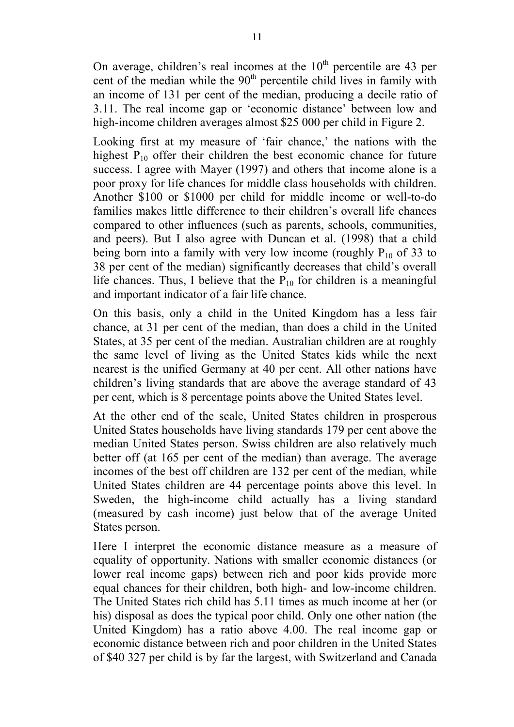On average, children's real incomes at the $10^{th}$ percentile are 43 per cent of the median while the $90^{th}$ percentile child lives in family with an income of 131 per cent of the median, producing a decile ratio of 3.11. The real income gap or 'economic distance' between low and high-income children averages almost \$25 000 per child in Figure 2.

Looking first at my measure of 'fair chance,' the nations with the highest $P_{10}$ offer their children the best economic chance for future success. I agree with Mayer (1997) and others that income alone is a poor proxy for life chances for middle class households with children. Another \$100 or \$1000 per child for middle income or well-to-do families makes little difference to their children's overall life chances compared to other influences (such as parents, schools, communities, and peers). But I also agree with Duncan et al. (1998) that a child being born into a family with very low income (roughly $P_{10}$ of 33 to 38 per cent of the median) significantly decreases that child's overall life chances. Thus, I believe that the $P_{10}$ for children is a meaningful and important indicator of a fair life chance.

On this basis, only a child in the United Kingdom has a less fair chance, at 31 per cent of the median, than does a child in the United States, at 35 per cent of the median. Australian children are at roughly the same level of living as the United States kids while the next nearest is the unified Germany at 40 per cent. All other nations have children's living standards that are above the average standard of 43 per cent, which is 8 percentage points above the United States level.

At the other end of the scale, United States children in prosperous United States households have living standards 179 per cent above the median United States person. Swiss children are also relatively much better off (at 165 per cent of the median) than average. The average incomes of the best off children are 132 per cent of the median, while United States children are 44 percentage points above this level. In Sweden, the high-income child actually has a living standard (measured by cash income) just below that of the average United States person.

Here I interpret the economic distance measure as a measure of equality of opportunity. Nations with smaller economic distances (or lower real income gaps) between rich and poor kids provide more equal chances for their children, both high- and low-income children. The United States rich child has 5.11 times as much income at her (or his) disposal as does the typical poor child. Only one other nation (the United Kingdom) has a ratio above 4.00. The real income gap or economic distance between rich and poor children in the United States of \$40 327 per child is by far the largest, with Switzerland and Canada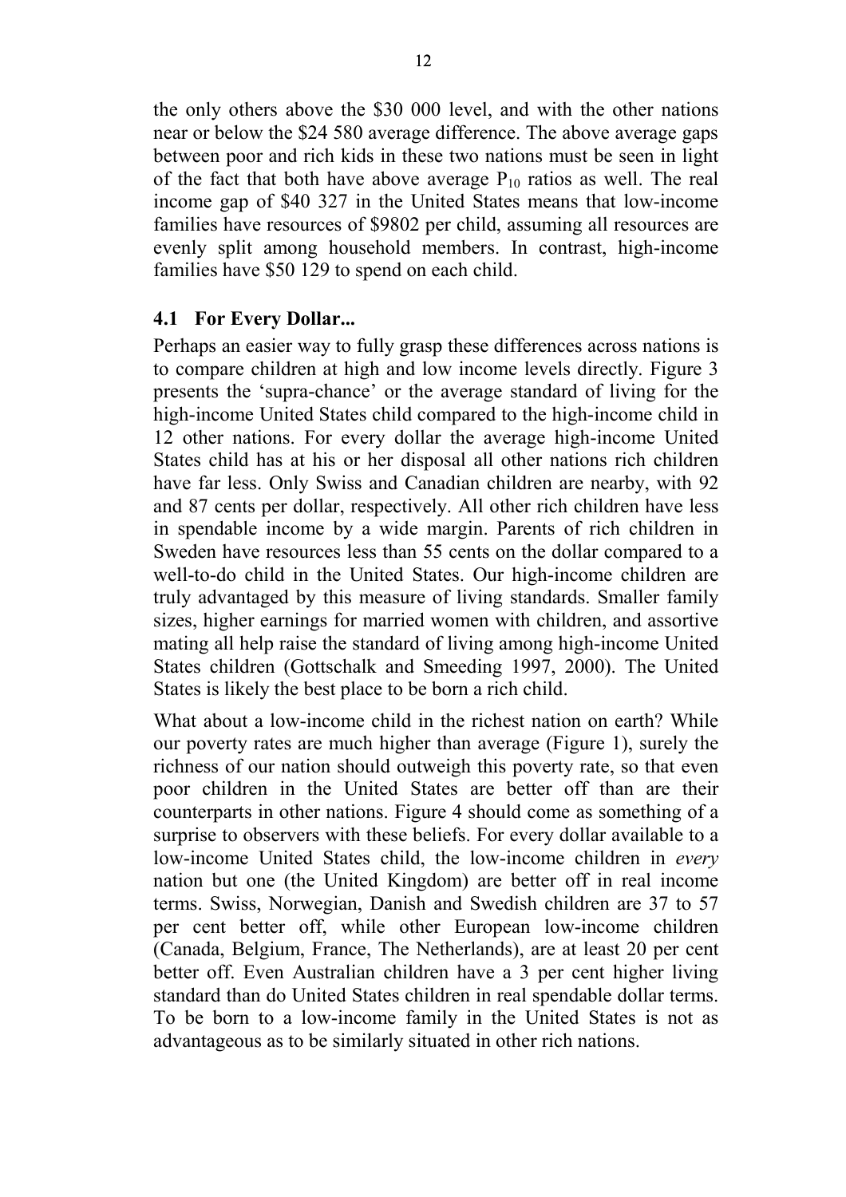the only others above the $30 000 level, and with the other nations near or below the $24 580 average difference. The above average gaps between poor and rich kids in these two nations must be seen in light of the fact that both have above average $P_{10}$ ratios as well. The real income gap of $40 327 in the United States means that low-income families have resources of $9802 per child, assuming all resources are evenly split among household members. In contrast, high-income families have $50 129 to spend on each child.

## 4.1 For Every Dollar...

Perhaps an easier way to fully grasp these differences across nations is to compare children at high and low income levels directly. Figure 3 presents the 'supra-chance' or the average standard of living for the high-income United States child compared to the high-income child in 12 other nations. For every dollar the average high-income United States child has at his or her disposal all other nations rich children have far less. Only Swiss and Canadian children are nearby, with 92 and 87 cents per dollar, respectively. All other rich children have less in spendable income by a wide margin. Parents of rich children in Sweden have resources less than 55 cents on the dollar compared to a well-to-do child in the United States. Our high-income children are truly advantaged by this measure of living standards. Smaller family sizes, higher earnings for married women with children, and assortive mating all help raise the standard of living among high-income United States children (Gottschalk and Smeeding 1997, 2000). The United States is likely the best place to be born a rich child.

What about a low-income child in the richest nation on earth? While our poverty rates are much higher than average (Figure 1), surely the richness of our nation should outweigh this poverty rate, so that even poor children in the United States are better off than are their counterparts in other nations. Figure 4 should come as something of a surprise to observers with these beliefs. For every dollar available to a low-income United States child, the low-income children in *every* nation but one (the United Kingdom) are better off in real income terms. Swiss, Norwegian, Danish and Swedish children are 37 to 57 per cent better off, while other European low-income children (Canada, Belgium, France, The Netherlands), are at least 20 per cent better off. Even Australian children have a 3 per cent higher living standard than do United States children in real spendable dollar terms. To be born to a low-income family in the United States is not as advantageous as to be similarly situated in other rich nations.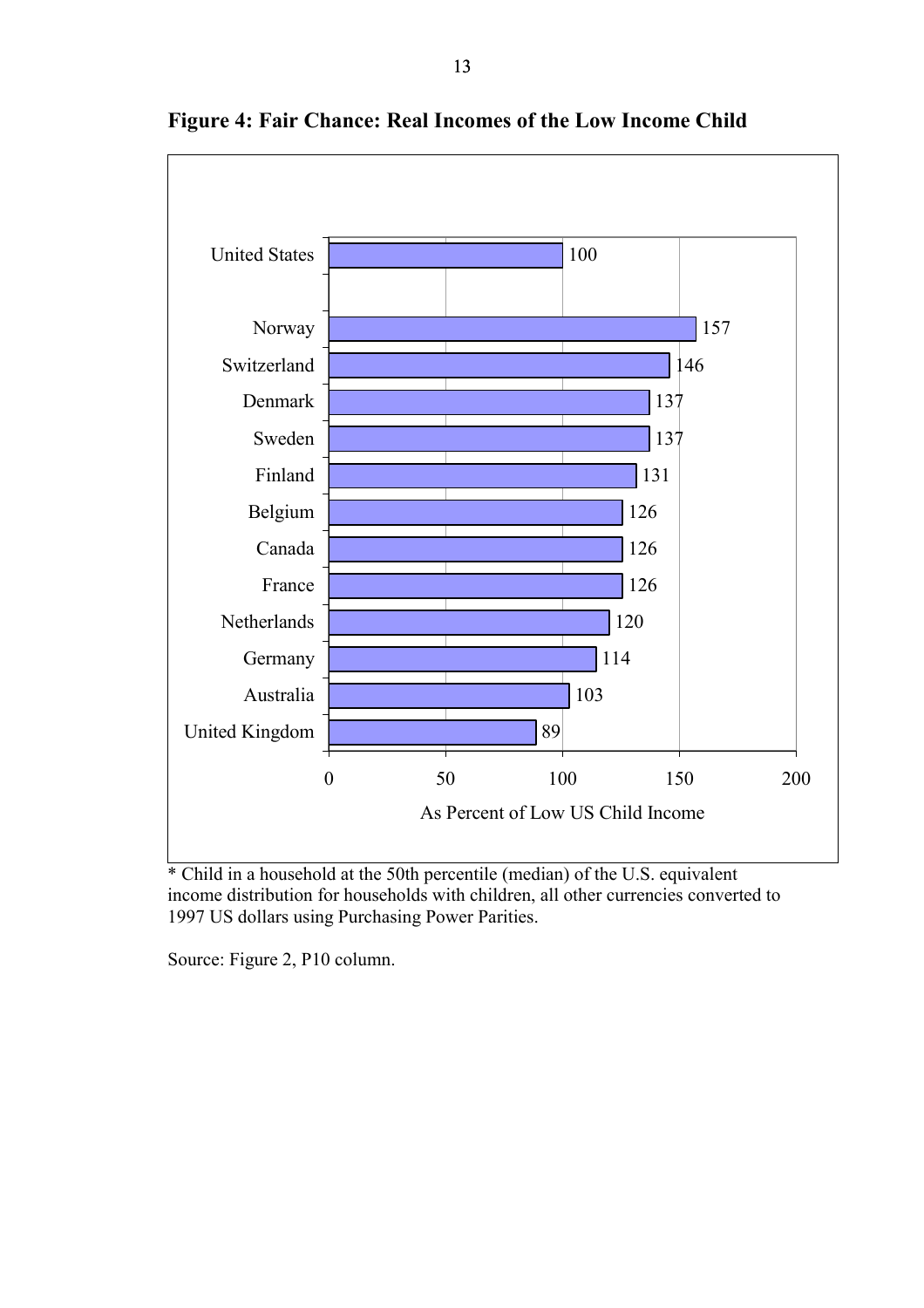**Figure 4: Fair Chance: Real Incomes of the Low Income Child**

| Country | As Percent of Low US Child Income |
|---|---|
| United States | 100 |
| Norway | 157 |
| Switzerland | 146 |
| Denmark | 137 |
| Sweden | 137 |
| Finland | 131 |
| Belgium | 126 |
| Canada | 126 |
| France | 126 |
| Netherlands | 120 |
| Germany | 114 |
| Australia | 103 |
| United Kingdom | 89 |

\* Child in a household at the 50th percentile (median) of the U.S. equivalent income distribution for households with children, all other currencies converted to 1997 US dollars using Purchasing Power Parities.

Source: Figure 2, P10 column.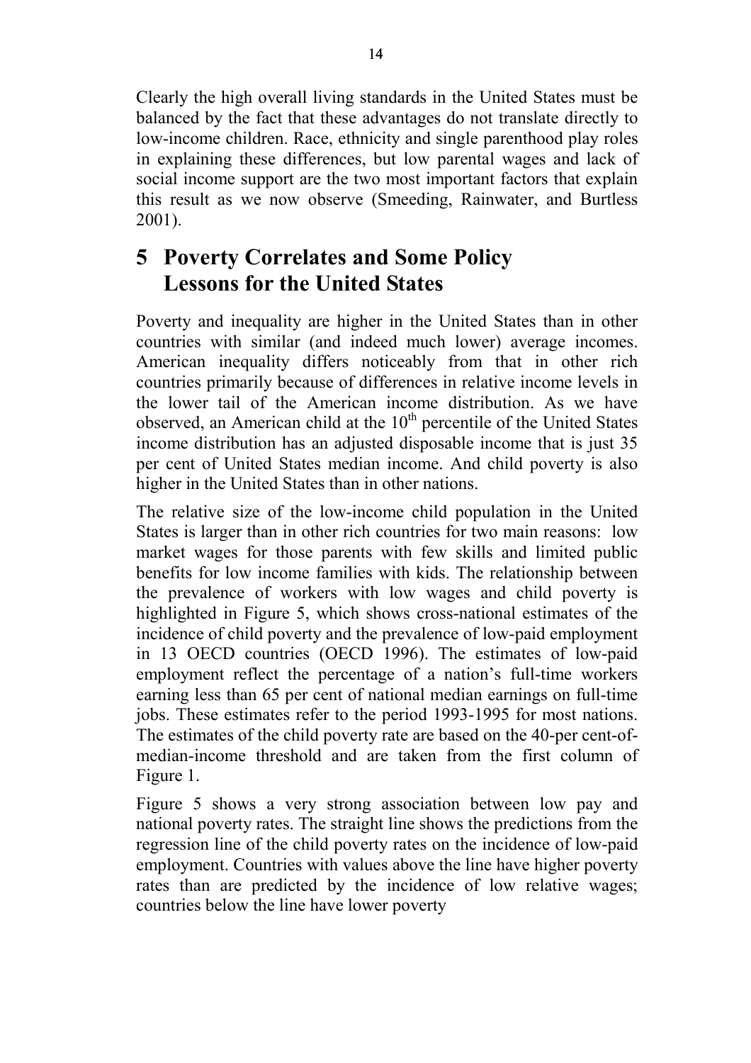Clearly the high overall living standards in the United States must be balanced by the fact that these advantages do not translate directly to low-income children. Race, ethnicity and single parenthood play roles in explaining these differences, but low parental wages and lack of social income support are the two most important factors that explain this result as we now observe (Smeeding, Rainwater, and Burtless 2001).

# 5 Poverty Correlates and Some Policy Lessons for the United States

Poverty and inequality are higher in the United States than in other countries with similar (and indeed much lower) average incomes. American inequality differs noticeably from that in other rich countries primarily because of differences in relative income levels in the lower tail of the American income distribution. As we have observed, an American child at the 10th percentile of the United States income distribution has an adjusted disposable income that is just 35 per cent of United States median income. And child poverty is also higher in the United States than in other nations.

The relative size of the low-income child population in the United States is larger than in other rich countries for two main reasons: low market wages for those parents with few skills and limited public benefits for low income families with kids. The relationship between the prevalence of workers with low wages and child poverty is highlighted in Figure 5, which shows cross-national estimates of the incidence of child poverty and the prevalence of low-paid employment in 13 OECD countries (OECD 1996). The estimates of low-paid employment reflect the percentage of a nation's full-time workers earning less than 65 per cent of national median earnings on full-time jobs. These estimates refer to the period 1993-1995 for most nations. The estimates of the child poverty rate are based on the 40-per cent-of-median-income threshold and are taken from the first column of Figure 1.

Figure 5 shows a very strong association between low pay and national poverty rates. The straight line shows the predictions from the regression line of the child poverty rates on the incidence of low-paid employment. Countries with values above the line have higher poverty rates than are predicted by the incidence of low relative wages; countries below the line have lower poverty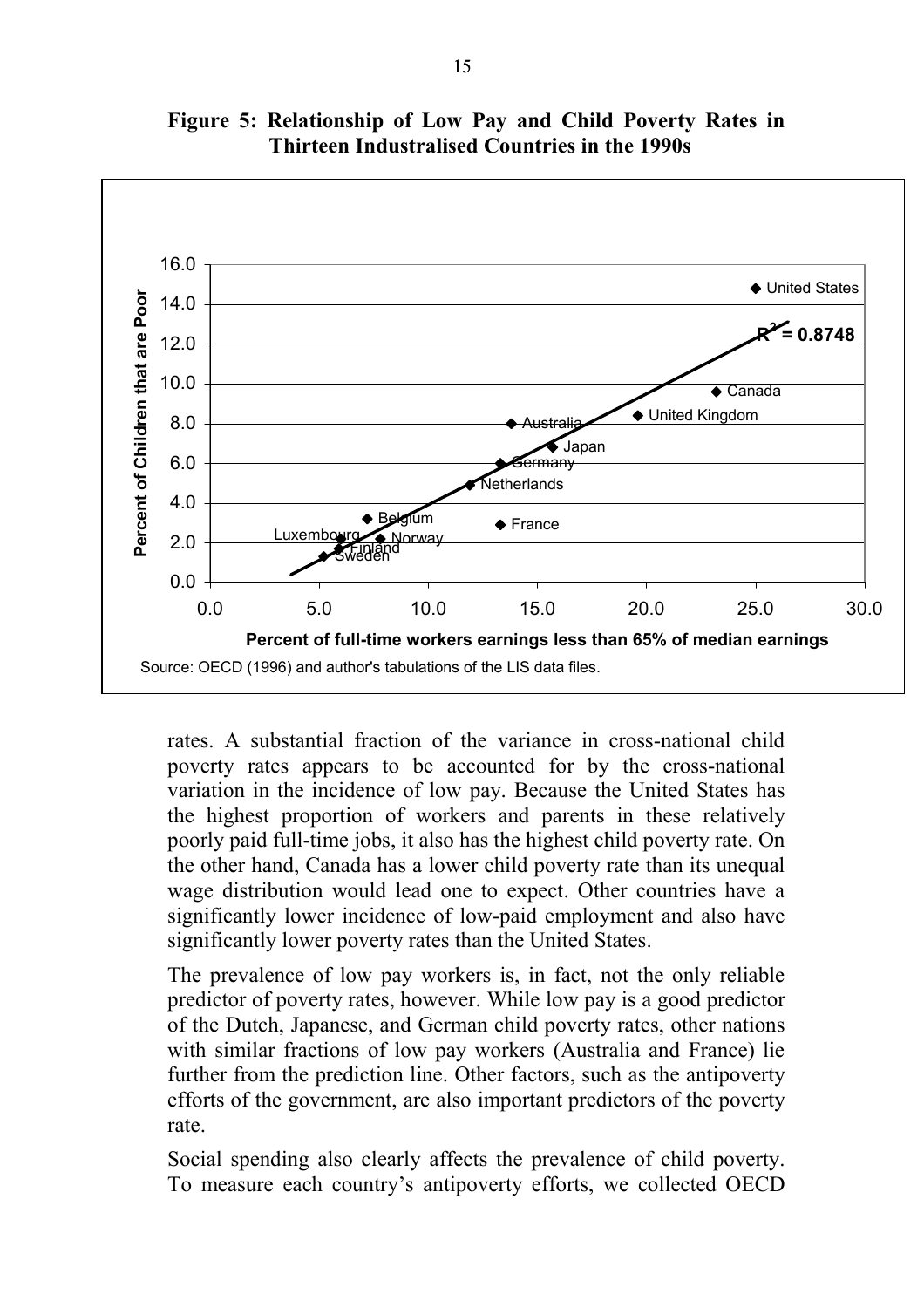**Figure 5: Relationship of Low Pay and Child Poverty Rates in Thirteen Industralised Countries in the 1990s**

Source: OECD (1996) and author's tabulations of the LIS data files.

rates. A substantial fraction of the variance in cross-national child poverty rates appears to be accounted for by the cross-national variation in the incidence of low pay. Because the United States has the highest proportion of workers and parents in these relatively poorly paid full-time jobs, it also has the highest child poverty rate. On the other hand, Canada has a lower child poverty rate than its unequal wage distribution would lead one to expect. Other countries have a significantly lower incidence of low-paid employment and also have significantly lower poverty rates than the United States.

The prevalence of low pay workers is, in fact, not the only reliable predictor of poverty rates, however. While low pay is a good predictor of the Dutch, Japanese, and German child poverty rates, other nations with similar fractions of low pay workers (Australia and France) lie further from the prediction line. Other factors, such as the antipoverty efforts of the government, are also important predictors of the poverty rate.

Social spending also clearly affects the prevalence of child poverty. To measure each country's antipoverty efforts, we collected OECD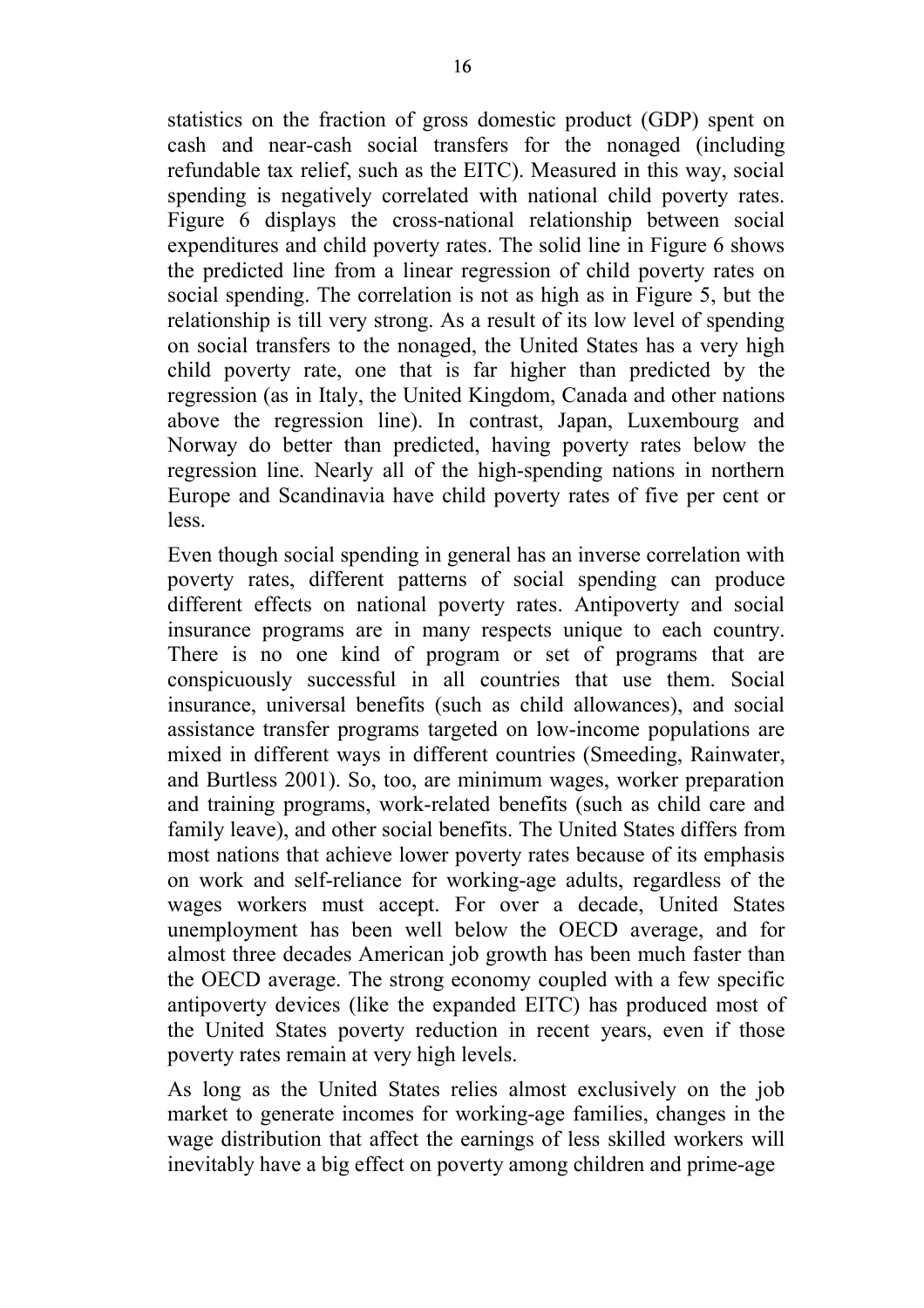statistics on the fraction of gross domestic product (GDP) spent on cash and near-cash social transfers for the nonaged (including refundable tax relief, such as the EITC). Measured in this way, social spending is negatively correlated with national child poverty rates. Figure 6 displays the cross-national relationship between social expenditures and child poverty rates. The solid line in Figure 6 shows the predicted line from a linear regression of child poverty rates on social spending. The correlation is not as high as in Figure 5, but the relationship is till very strong. As a result of its low level of spending on social transfers to the nonaged, the United States has a very high child poverty rate, one that is far higher than predicted by the regression (as in Italy, the United Kingdom, Canada and other nations above the regression line). In contrast, Japan, Luxembourg and Norway do better than predicted, having poverty rates below the regression line. Nearly all of the high-spending nations in northern Europe and Scandinavia have child poverty rates of five per cent or less.

Even though social spending in general has an inverse correlation with poverty rates, different patterns of social spending can produce different effects on national poverty rates. Antipoverty and social insurance programs are in many respects unique to each country. There is no one kind of program or set of programs that are conspicuously successful in all countries that use them. Social insurance, universal benefits (such as child allowances), and social assistance transfer programs targeted on low-income populations are mixed in different ways in different countries (Smeeding, Rainwater, and Burtless 2001). So, too, are minimum wages, worker preparation and training programs, work-related benefits (such as child care and family leave), and other social benefits. The United States differs from most nations that achieve lower poverty rates because of its emphasis on work and self-reliance for working-age adults, regardless of the wages workers must accept. For over a decade, United States unemployment has been well below the OECD average, and for almost three decades American job growth has been much faster than the OECD average. The strong economy coupled with a few specific antipoverty devices (like the expanded EITC) has produced most of the United States poverty reduction in recent years, even if those poverty rates remain at very high levels.

As long as the United States relies almost exclusively on the job market to generate incomes for working-age families, changes in the wage distribution that affect the earnings of less skilled workers will inevitably have a big effect on poverty among children and prime-age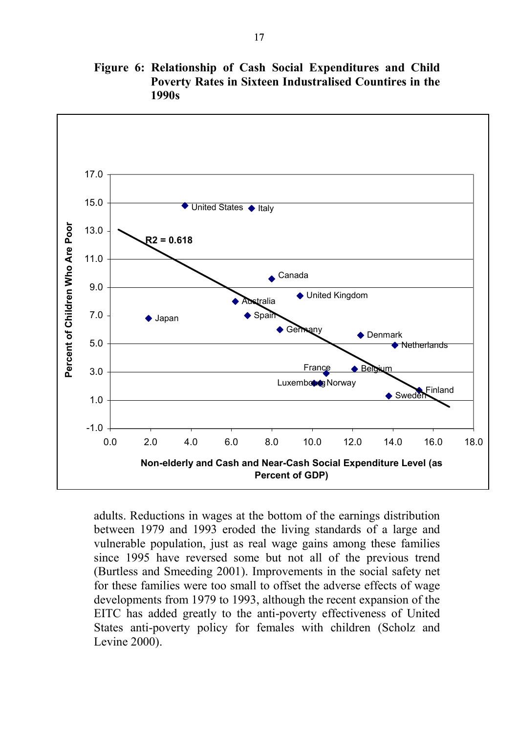**Figure 6: Relationship of Cash Social Expenditures and Child Poverty Rates in Sixteen Industralised Countires in the 1990s**

adults. Reductions in wages at the bottom of the earnings distribution between 1979 and 1993 eroded the living standards of a large and vulnerable population, just as real wage gains among these families since 1995 have reversed some but not all of the previous trend (Burtless and Smeeding 2001). Improvements in the social safety net for these families were too small to offset the adverse effects of wage developments from 1979 to 1993, although the recent expansion of the EITC has added greatly to the anti-poverty effectiveness of United States anti-poverty policy for females with children (Scholz and Levine 2000).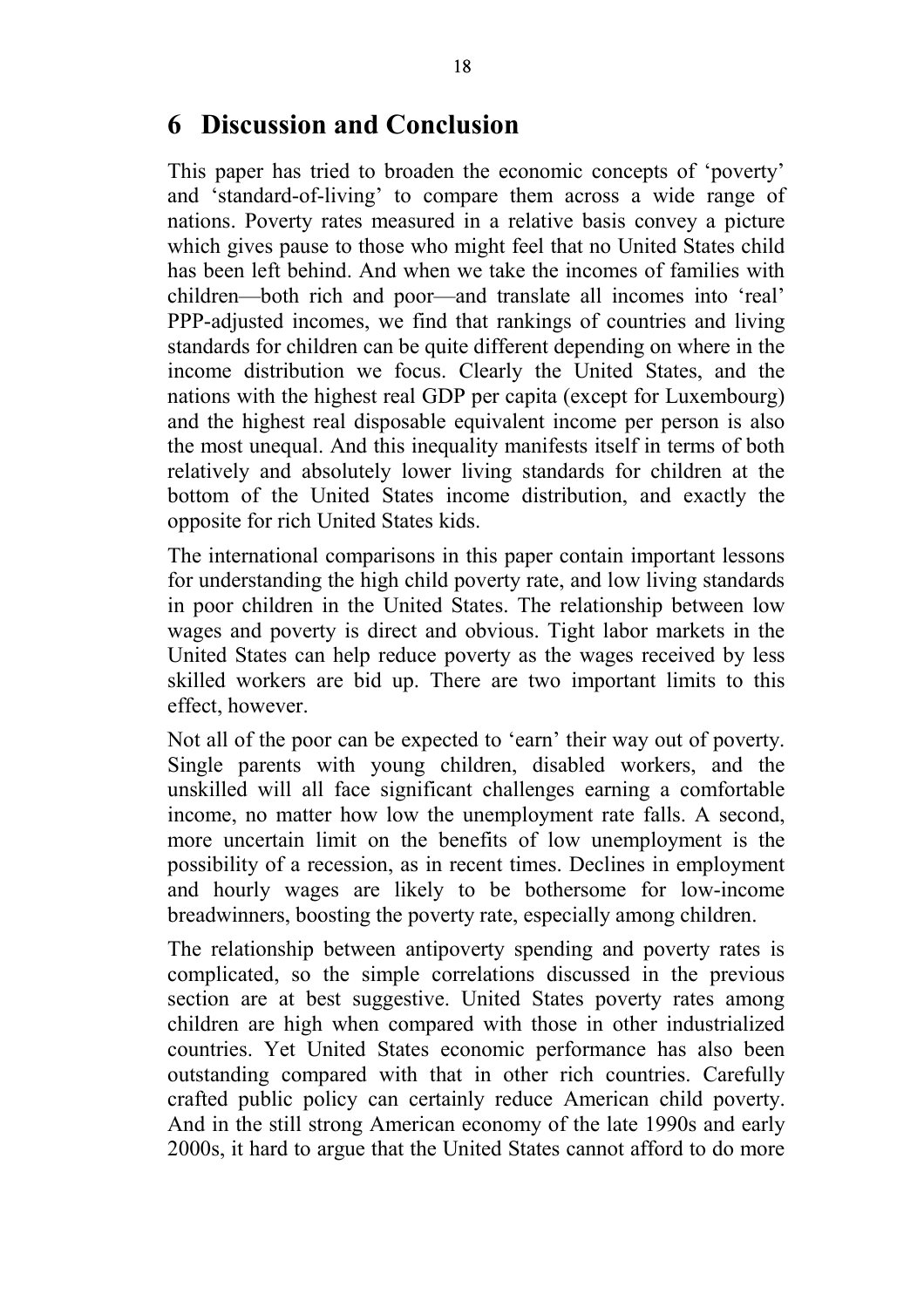## 6 Discussion and Conclusion

This paper has tried to broaden the economic concepts of 'poverty' and 'standard-of-living' to compare them across a wide range of nations. Poverty rates measured in a relative basis convey a picture which gives pause to those who might feel that no United States child has been left behind. And when we take the incomes of families with children—both rich and poor—and translate all incomes into 'real' PPP-adjusted incomes, we find that rankings of countries and living standards for children can be quite different depending on where in the income distribution we focus. Clearly the United States, and the nations with the highest real GDP per capita (except for Luxembourg) and the highest real disposable equivalent income per person is also the most unequal. And this inequality manifests itself in terms of both relatively and absolutely lower living standards for children at the bottom of the United States income distribution, and exactly the opposite for rich United States kids.

The international comparisons in this paper contain important lessons for understanding the high child poverty rate, and low living standards in poor children in the United States. The relationship between low wages and poverty is direct and obvious. Tight labor markets in the United States can help reduce poverty as the wages received by less skilled workers are bid up. There are two important limits to this effect, however.

Not all of the poor can be expected to 'earn' their way out of poverty. Single parents with young children, disabled workers, and the unskilled will all face significant challenges earning a comfortable income, no matter how low the unemployment rate falls. A second, more uncertain limit on the benefits of low unemployment is the possibility of a recession, as in recent times. Declines in employment and hourly wages are likely to be bothersome for low-income breadwinners, boosting the poverty rate, especially among children.

The relationship between antipoverty spending and poverty rates is complicated, so the simple correlations discussed in the previous section are at best suggestive. United States poverty rates among children are high when compared with those in other industrialized countries. Yet United States economic performance has also been outstanding compared with that in other rich countries. Carefully crafted public policy can certainly reduce American child poverty. And in the still strong American economy of the late 1990s and early 2000s, it hard to argue that the United States cannot afford to do more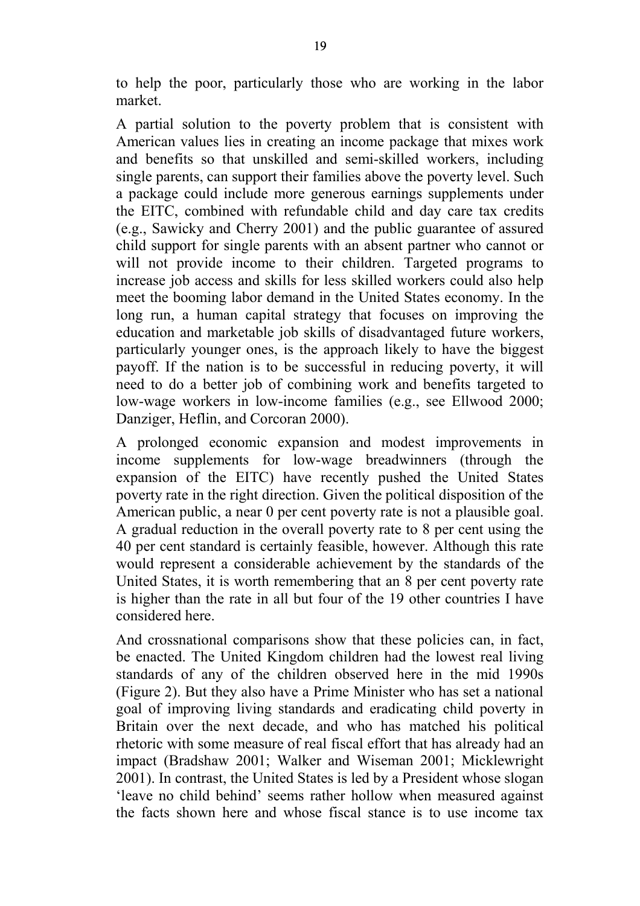to help the poor, particularly those who are working in the labor market.

A partial solution to the poverty problem that is consistent with American values lies in creating an income package that mixes work and benefits so that unskilled and semi-skilled workers, including single parents, can support their families above the poverty level. Such a package could include more generous earnings supplements under the EITC, combined with refundable child and day care tax credits (e.g., Sawicky and Cherry 2001) and the public guarantee of assured child support for single parents with an absent partner who cannot or will not provide income to their children. Targeted programs to increase job access and skills for less skilled workers could also help meet the booming labor demand in the United States economy. In the long run, a human capital strategy that focuses on improving the education and marketable job skills of disadvantaged future workers, particularly younger ones, is the approach likely to have the biggest payoff. If the nation is to be successful in reducing poverty, it will need to do a better job of combining work and benefits targeted to low-wage workers in low-income families (e.g., see Ellwood 2000; Danziger, Heflin, and Corcoran 2000).

A prolonged economic expansion and modest improvements in income supplements for low-wage breadwinners (through the expansion of the EITC) have recently pushed the United States poverty rate in the right direction. Given the political disposition of the American public, a near 0 per cent poverty rate is not a plausible goal. A gradual reduction in the overall poverty rate to 8 per cent using the 40 per cent standard is certainly feasible, however. Although this rate would represent a considerable achievement by the standards of the United States, it is worth remembering that an 8 per cent poverty rate is higher than the rate in all but four of the 19 other countries I have considered here.

And crossnational comparisons show that these policies can, in fact, be enacted. The United Kingdom children had the lowest real living standards of any of the children observed here in the mid 1990s (Figure 2). But they also have a Prime Minister who has set a national goal of improving living standards and eradicating child poverty in Britain over the next decade, and who has matched his political rhetoric with some measure of real fiscal effort that has already had an impact (Bradshaw 2001; Walker and Wiseman 2001; Micklewright 2001). In contrast, the United States is led by a President whose slogan 'leave no child behind' seems rather hollow when measured against the facts shown here and whose fiscal stance is to use income tax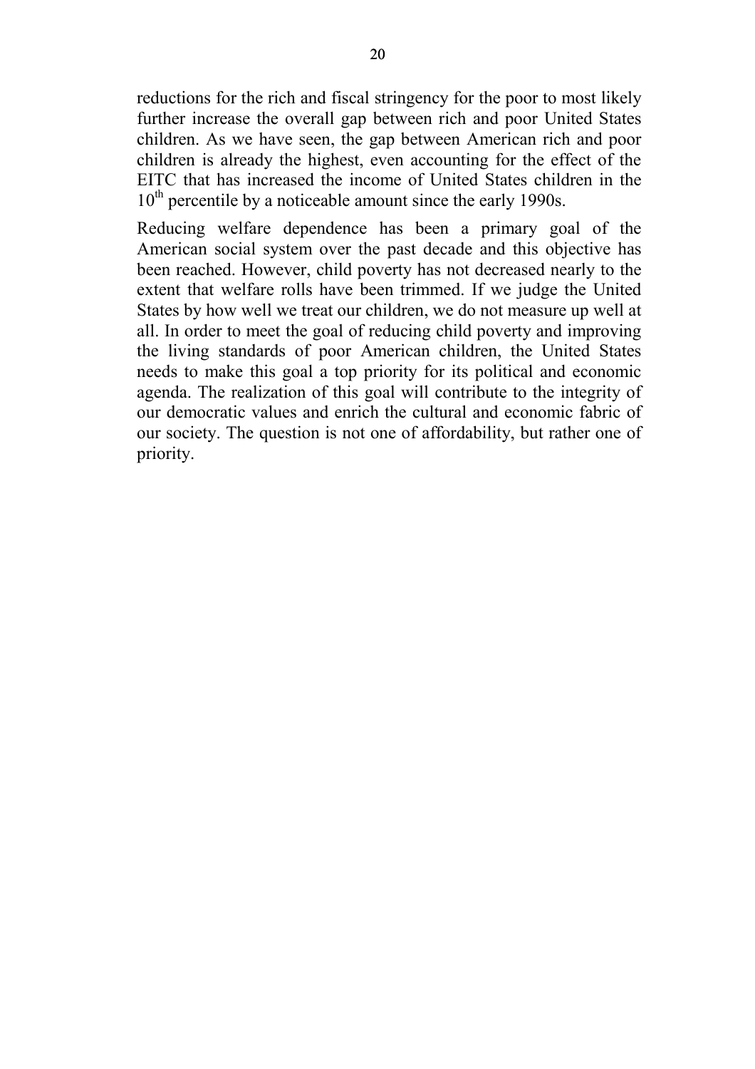reductions for the rich and fiscal stringency for the poor to most likely further increase the overall gap between rich and poor United States children. As we have seen, the gap between American rich and poor children is already the highest, even accounting for the effect of the EITC that has increased the income of United States children in the $10^{th}$ percentile by a noticeable amount since the early 1990s.

Reducing welfare dependence has been a primary goal of the American social system over the past decade and this objective has been reached. However, child poverty has not decreased nearly to the extent that welfare rolls have been trimmed. If we judge the United States by how well we treat our children, we do not measure up well at all. In order to meet the goal of reducing child poverty and improving the living standards of poor American children, the United States needs to make this goal a top priority for its political and economic agenda. The realization of this goal will contribute to the integrity of our democratic values and enrich the cultural and economic fabric of our society. The question is not one of affordability, but rather one of priority.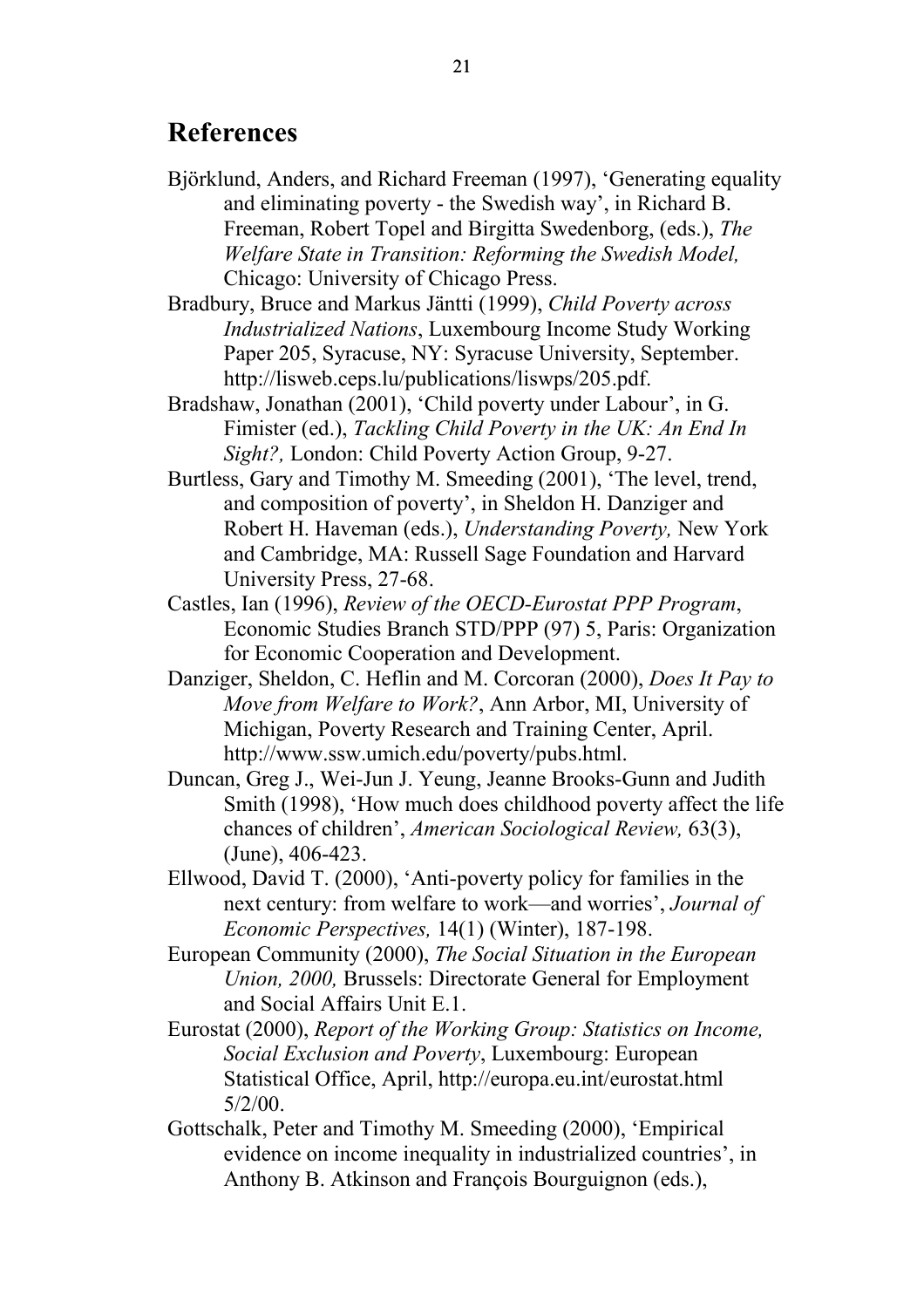## References

Björklund, Anders, and Richard Freeman (1997), 'Generating equality and eliminating poverty - the Swedish way', in Richard B. Freeman, Robert Topel and Birgitta Swedenborg, (eds.), *The Welfare State in Transition: Reforming the Swedish Model,* Chicago: University of Chicago Press.

Bradbury, Bruce and Markus Jäntti (1999), *Child Poverty across Industrialized Nations*, Luxembourg Income Study Working Paper 205, Syracuse, NY: Syracuse University, September. http://lisweb.ceps.lu/publications/liswps/205.pdf.

Bradshaw, Jonathan (2001), 'Child poverty under Labour', in G. Fimister (ed.), *Tackling Child Poverty in the UK: An End In Sight?,* London: Child Poverty Action Group, 9-27.

Burtless, Gary and Timothy M. Smeeding (2001), 'The level, trend, and composition of poverty', in Sheldon H. Danziger and Robert H. Haveman (eds.), *Understanding Poverty,* New York and Cambridge, MA: Russell Sage Foundation and Harvard University Press, 27-68.

Castles, Ian (1996), *Review of the OECD-Eurostat PPP Program*, Economic Studies Branch STD/PPP (97) 5, Paris: Organization for Economic Cooperation and Development.

Danziger, Sheldon, C. Heflin and M. Corcoran (2000), *Does It Pay to Move from Welfare to Work?*, Ann Arbor, MI, University of Michigan, Poverty Research and Training Center, April. http://www.ssw.umich.edu/poverty/pubs.html.

Duncan, Greg J., Wei-Jun J. Yeung, Jeanne Brooks-Gunn and Judith Smith (1998), 'How much does childhood poverty affect the life chances of children', *American Sociological Review,* 63(3), (June), 406-423.

Ellwood, David T. (2000), 'Anti-poverty policy for families in the next century: from welfare to work—and worries', *Journal of Economic Perspectives,* 14(1) (Winter), 187-198.

European Community (2000), *The Social Situation in the European Union, 2000,* Brussels: Directorate General for Employment and Social Affairs Unit E.1.

Eurostat (2000), *Report of the Working Group: Statistics on Income, Social Exclusion and Poverty*, Luxembourg: European Statistical Office, April, http://europa.eu.int/eurostat.html 5/2/00.

Gottschalk, Peter and Timothy M. Smeeding (2000), 'Empirical evidence on income inequality in industrialized countries', in Anthony B. Atkinson and François Bourguignon (eds.),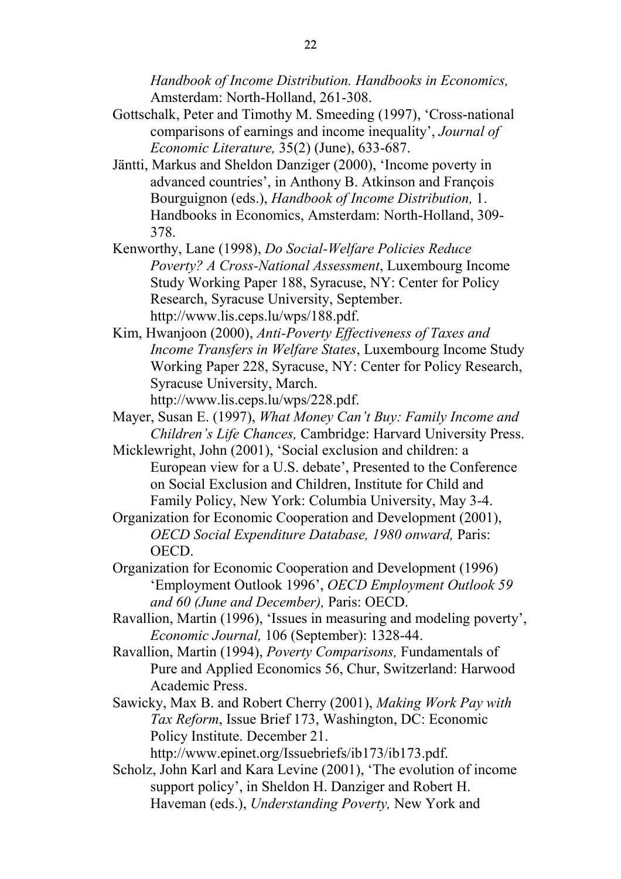*Handbook of Income Distribution. Handbooks in Economics,* Amsterdam: North-Holland, 261-308.

Gottschalk, Peter and Timothy M. Smeeding (1997), 'Cross-national comparisons of earnings and income inequality', *Journal of Economic Literature,* 35(2) (June), 633-687.

Jäntti, Markus and Sheldon Danziger (2000), 'Income poverty in advanced countries', in Anthony B. Atkinson and François Bourguignon (eds.), *Handbook of Income Distribution,* 1. Handbooks in Economics, Amsterdam: North-Holland, 309-378.

Kenworthy, Lane (1998), *Do Social-Welfare Policies Reduce Poverty? A Cross-National Assessment*, Luxembourg Income Study Working Paper 188, Syracuse, NY: Center for Policy Research, Syracuse University, September. http://www.lis.ceps.lu/wps/188.pdf.

Kim, Hwanjoon (2000), *Anti-Poverty Effectiveness of Taxes and Income Transfers in Welfare States*, Luxembourg Income Study Working Paper 228, Syracuse, NY: Center for Policy Research, Syracuse University, March. http://www.lis.ceps.lu/wps/228.pdf.

Mayer, Susan E. (1997), *What Money Can't Buy: Family Income and Children's Life Chances,* Cambridge: Harvard University Press.

Micklewright, John (2001), 'Social exclusion and children: a European view for a U.S. debate', Presented to the Conference on Social Exclusion and Children, Institute for Child and Family Policy, New York: Columbia University, May 3-4.

Organization for Economic Cooperation and Development (2001), *OECD Social Expenditure Database, 1980 onward,* Paris: OECD.

Organization for Economic Cooperation and Development (1996) 'Employment Outlook 1996', *OECD Employment Outlook 59 and 60 (June and December),* Paris: OECD.

Ravallion, Martin (1996), 'Issues in measuring and modeling poverty', *Economic Journal,* 106 (September): 1328-44.

Ravallion, Martin (1994), *Poverty Comparisons,* Fundamentals of Pure and Applied Economics 56, Chur, Switzerland: Harwood Academic Press.

Sawicky, Max B. and Robert Cherry (2001), *Making Work Pay with Tax Reform*, Issue Brief 173, Washington, DC: Economic Policy Institute. December 21. http://www.epinet.org/Issuebriefs/ib173/ib173.pdf.

Scholz, John Karl and Kara Levine (2001), 'The evolution of income support policy', in Sheldon H. Danziger and Robert H. Haveman (eds.), *Understanding Poverty,* New York and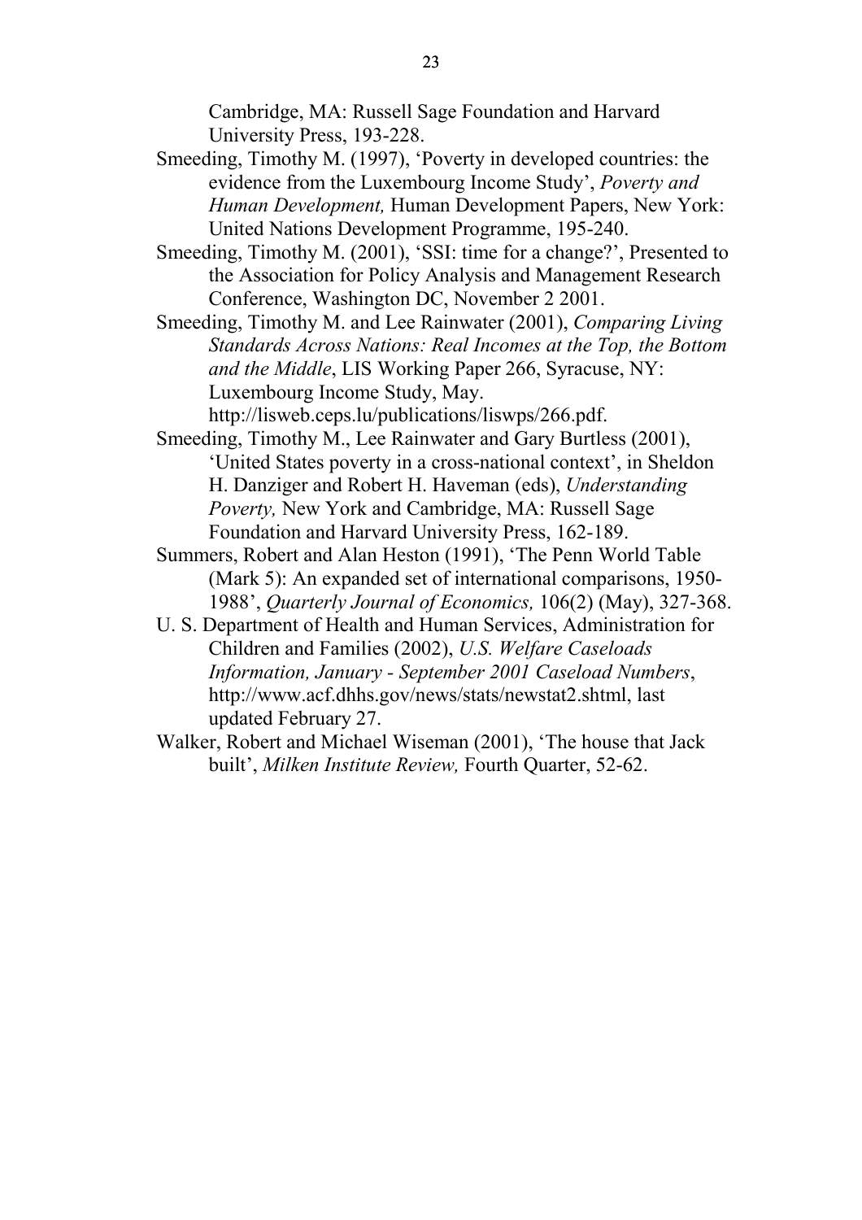Cambridge, MA: Russell Sage Foundation and Harvard University Press, 193-228.

Smeeding, Timothy M. (1997), 'Poverty in developed countries: the evidence from the Luxembourg Income Study', *Poverty and Human Development,* Human Development Papers, New York: United Nations Development Programme, 195-240.

Smeeding, Timothy M. (2001), 'SSI: time for a change?', Presented to the Association for Policy Analysis and Management Research Conference, Washington DC, November 2 2001.

Smeeding, Timothy M. and Lee Rainwater (2001), *Comparing Living Standards Across Nations: Real Incomes at the Top, the Bottom and the Middle*, LIS Working Paper 266, Syracuse, NY: Luxembourg Income Study, May. http://lisweb.ceps.lu/publications/liswps/266.pdf.

Smeeding, Timothy M., Lee Rainwater and Gary Burtless (2001), 'United States poverty in a cross-national context', in Sheldon H. Danziger and Robert H. Haveman (eds), *Understanding Poverty,* New York and Cambridge, MA: Russell Sage Foundation and Harvard University Press, 162-189.

Summers, Robert and Alan Heston (1991), 'The Penn World Table (Mark 5): An expanded set of international comparisons, 1950-1988', *Quarterly Journal of Economics,* 106(2) (May), 327-368.

U. S. Department of Health and Human Services, Administration for Children and Families (2002), *U.S. Welfare Caseloads Information, January - September 2001 Caseload Numbers*, http://www.acf.dhhs.gov/news/stats/newstat2.shtml, last updated February 27.

Walker, Robert and Michael Wiseman (2001), 'The house that Jack built', *Milken Institute Review,* Fourth Quarter, 52-62.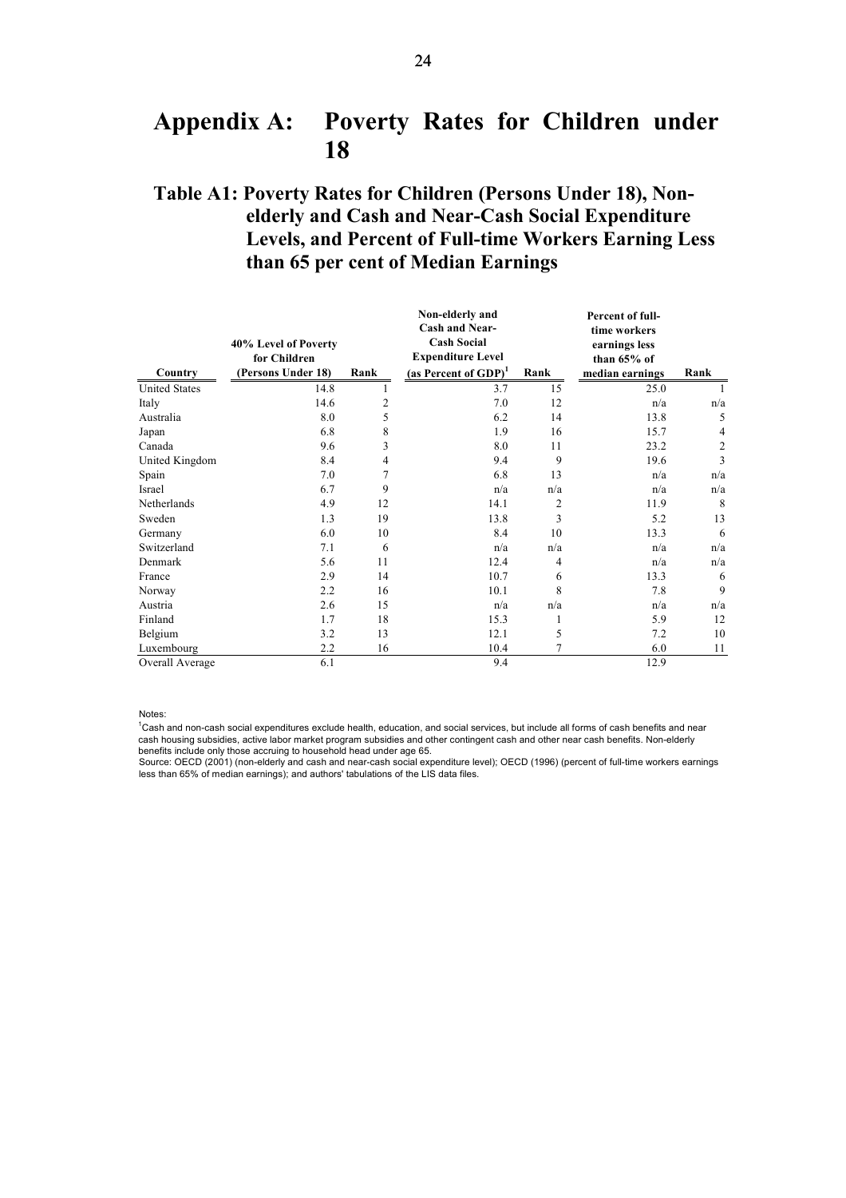# Appendix A: Poverty Rates for Children under 18

## Table A1: Poverty Rates for Children (Persons Under 18), Non-elderly and Cash and Near-Cash Social Expenditure Levels, and Percent of Full-time Workers Earning Less than 65 per cent of Median Earnings

| Country | 40% Level of Poverty for Children (Persons Under 18) | Rank | Non-elderly and Cash and Near-Cash Social Expenditure Level (as Percent of GDP)[1] | Rank | Percent of full-time workers earnings less than 65% of median earnings | Rank |
|---|---|---|---|---|---|---|
| United States | 14.8 | 1 | 3.7 | 15 | 25.0 | 1 |
| Italy | 14.6 | 2 | 7.0 | 12 | n/a | n/a |
| Australia | 8.0 | 5 | 6.2 | 14 | 13.8 | 5 |
| Japan | 6.8 | 8 | 1.9 | 16 | 15.7 | 4 |
| Canada | 9.6 | 3 | 8.0 | 11 | 23.2 | 2 |
| United Kingdom | 8.4 | 4 | 9.4 | 9 | 19.6 | 3 |
| Spain | 7.0 | 7 | 6.8 | 13 | n/a | n/a |
| Israel | 6.7 | 9 | n/a | n/a | n/a | n/a |
| Netherlands | 4.9 | 12 | 14.1 | 2 | 11.9 | 8 |
| Sweden | 1.3 | 19 | 13.8 | 3 | 5.2 | 13 |
| Germany | 6.0 | 10 | 8.4 | 10 | 13.3 | 6 |
| Switzerland | 7.1 | 6 | n/a | n/a | n/a | n/a |
| Denmark | 5.6 | 11 | 12.4 | 4 | n/a | n/a |
| France | 2.9 | 14 | 10.7 | 6 | 13.3 | 6 |
| Norway | 2.2 | 16 | 10.1 | 8 | 7.8 | 9 |
| Austria | 2.6 | 15 | n/a | n/a | n/a | n/a |
| Finland | 1.7 | 18 | 15.3 | 1 | 5.9 | 12 |
| Belgium | 3.2 | 13 | 12.1 | 5 | 7.2 | 10 |
| Luxembourg | 2.2 | 16 | 10.4 | 7 | 6.0 | 11 |
| Overall Average | 6.1 | | 9.4 | | 12.9 | |

Notes:

[1]Cash and non-cash social expenditures exclude health, education, and social services, but include all forms of cash benefits and near cash housing subsidies, active labor market program subsidies and other contingent cash and other near cash benefits. Non-elderly benefits include only those accruing to household head under age 65.

Source: OECD (2001) (non-elderly and cash and near-cash social expenditure level); OECD (1996) (percent of full-time workers earnings less than 65% of median earnings); and authors' tabulations of the LIS data files.